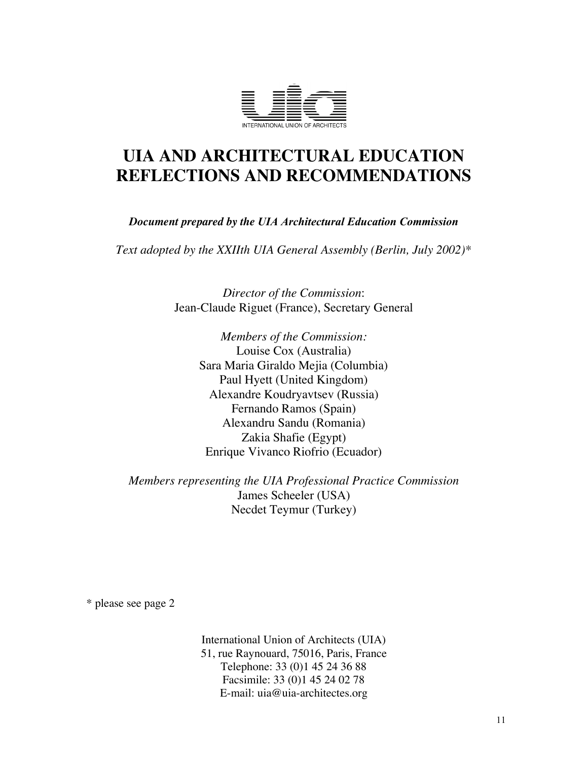INTERNATIONAL UNION OF ARCHITECTS

# UIA AND ARCHITECTURAL EDUCATION REFLECTIONS AND RECOMMENDATIONS

***Document prepared by the UIA Architectural Education Commission***

*Text adopted by the XXIIth UIA General Assembly (Berlin, July 2002)**

*Director of the Commission*:
Jean-Claude Riguet (France), Secretary General

*Members of the Commission:*
Louise Cox (Australia)
Sara Maria Giraldo Mejia (Columbia)
Paul Hyett (United Kingdom)
Alexandre Koudryavtsev (Russia)
Fernando Ramos (Spain)
Alexandru Sandu (Romania)
Zakia Shafie (Egypt)
Enrique Vivanco Riofrio (Ecuador)

*Members representing the UIA Professional Practice Commission*
James Scheeler (USA)
Necdet Teymur (Turkey)

\* please see page 2

International Union of Architects (UIA)
51, rue Raynouard, 75016, Paris, France
Telephone: 33 (0)1 45 24 36 88
Facsimile: 33 (0)1 45 24 02 78
E-mail: uia@uia-architectes.org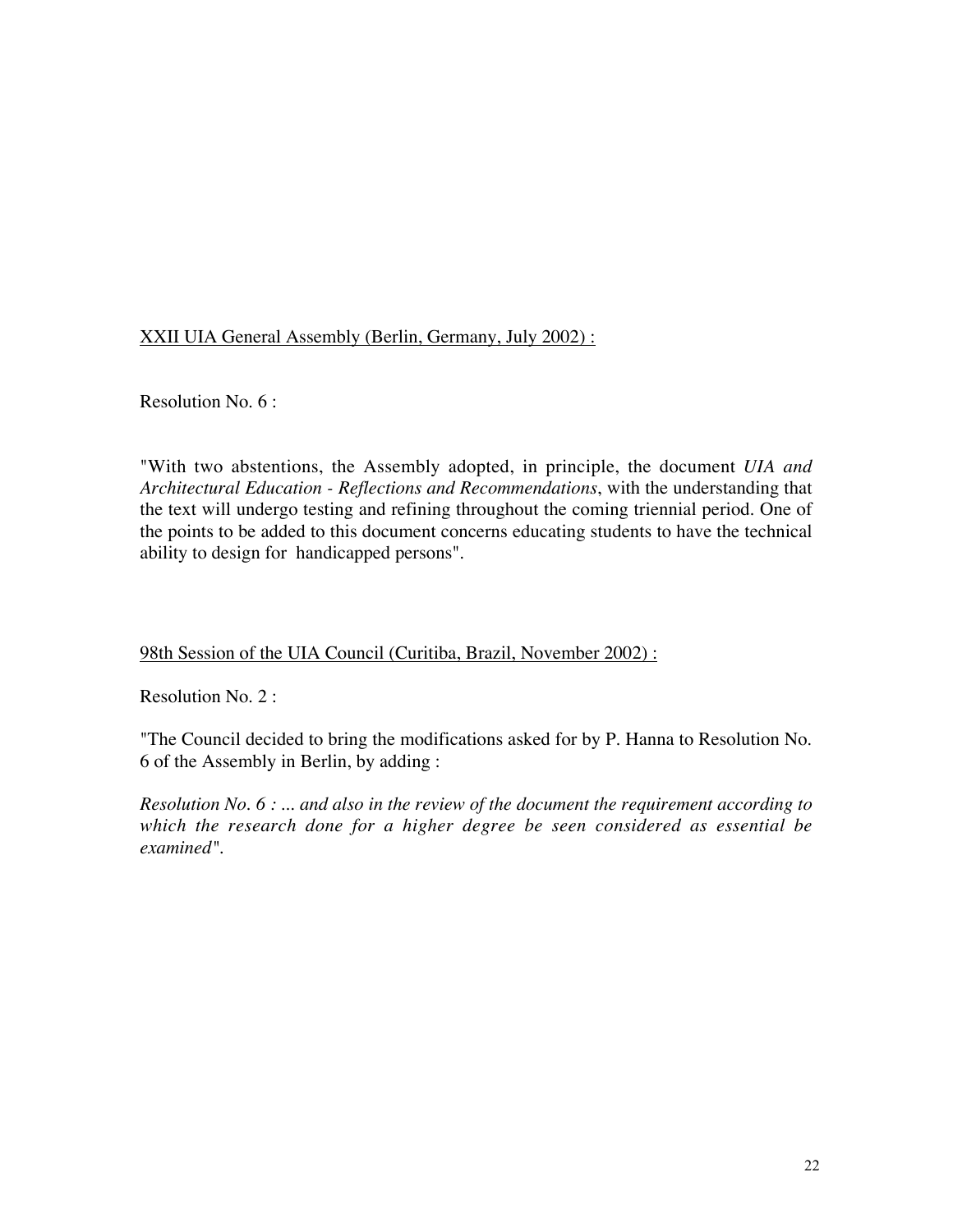<u>XXII UIA General Assembly (Berlin, Germany, July 2002) :</u>

Resolution No. 6 :

"With two abstentions, the Assembly adopted, in principle, the document *UIA and Architectural Education - Reflections and Recommendations*, with the understanding that the text will undergo testing and refining throughout the coming triennial period. One of the points to be added to this document concerns educating students to have the technical ability to design for handicapped persons".

<u>98th Session of the UIA Council (Curitiba, Brazil, November 2002) :</u>

Resolution No. 2 :

"The Council decided to bring the modifications asked for by P. Hanna to Resolution No. 6 of the Assembly in Berlin, by adding :

*Resolution No. 6 : ... and also in the review of the document the requirement according to which the research done for a higher degree be seen considered as essential be examined"*.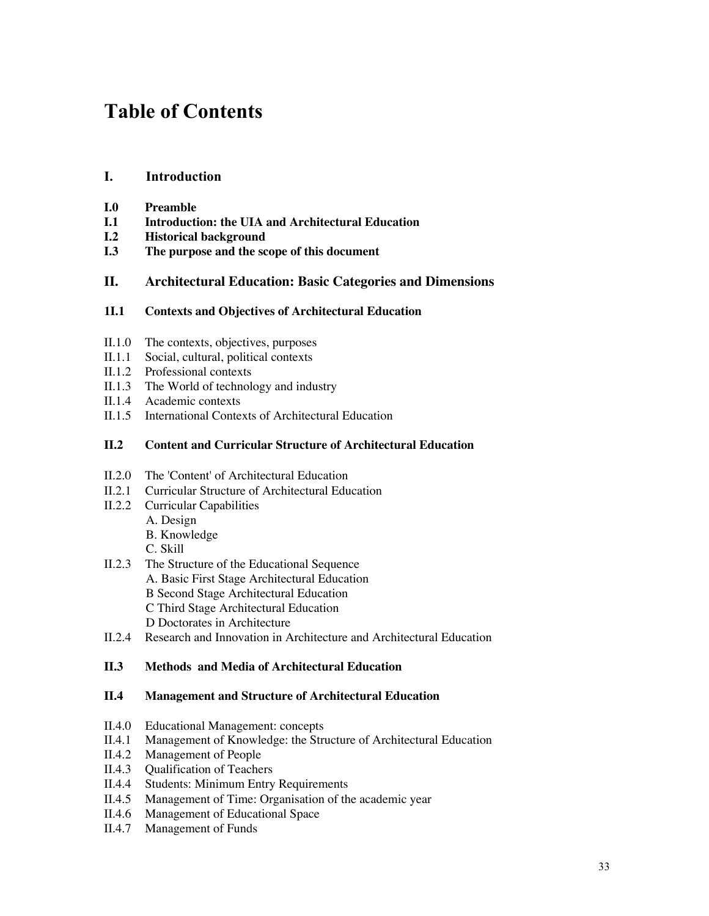# Table of Contents

## I. Introduction

**I.0 Preamble**
**I.1 Introduction: the UIA and Architectural Education**
**I.2 Historical background**
**I.3 The purpose and the scope of this document**

## II. Architectural Education: Basic Categories and Dimensions

### 1I.1 Contexts and Objectives of Architectural Education

II.1.0 The contexts, objectives, purposes
II.1.1 Social, cultural, political contexts
II.1.2 Professional contexts
II.1.3 The World of technology and industry
II.1.4 Academic contexts
II.1.5 International Contexts of Architectural Education

### II.2 Content and Curricular Structure of Architectural Education

II.2.0 The 'Content' of Architectural Education
II.2.1 Curricular Structure of Architectural Education
II.2.2 Curricular Capabilities
- A. Design
- B. Knowledge
- C. Skill

II.2.3 The Structure of the Educational Sequence
- A. Basic First Stage Architectural Education
- B Second Stage Architectural Education
- C Third Stage Architectural Education
- D Doctorates in Architecture

II.2.4 Research and Innovation in Architecture and Architectural Education

### II.3 Methods and Media of Architectural Education

### II.4 Management and Structure of Architectural Education

II.4.0 Educational Management: concepts
II.4.1 Management of Knowledge: the Structure of Architectural Education
II.4.2 Management of People
II.4.3 Qualification of Teachers
II.4.4 Students: Minimum Entry Requirements
II.4.5 Management of Time: Organisation of the academic year
II.4.6 Management of Educational Space
II.4.7 Management of Funds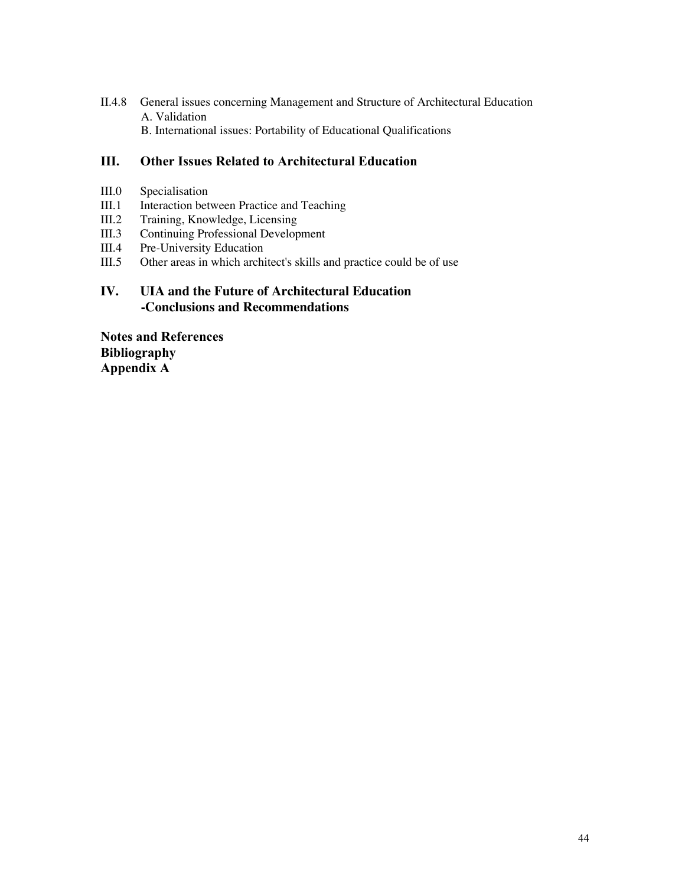II.4.8 General issues concerning Management and Structure of Architectural Education
  A. Validation
  B. International issues: Portability of Educational Qualifications

## III. Other Issues Related to Architectural Education

III.0 Specialisation
III.1 Interaction between Practice and Teaching
III.2 Training, Knowledge, Licensing
III.3 Continuing Professional Development
III.4 Pre-University Education
III.5 Other areas in which architect's skills and practice could be of use

## IV. UIA and the Future of Architectural Education -Conclusions and Recommendations

**Notes and References**
**Bibliography**
**Appendix A**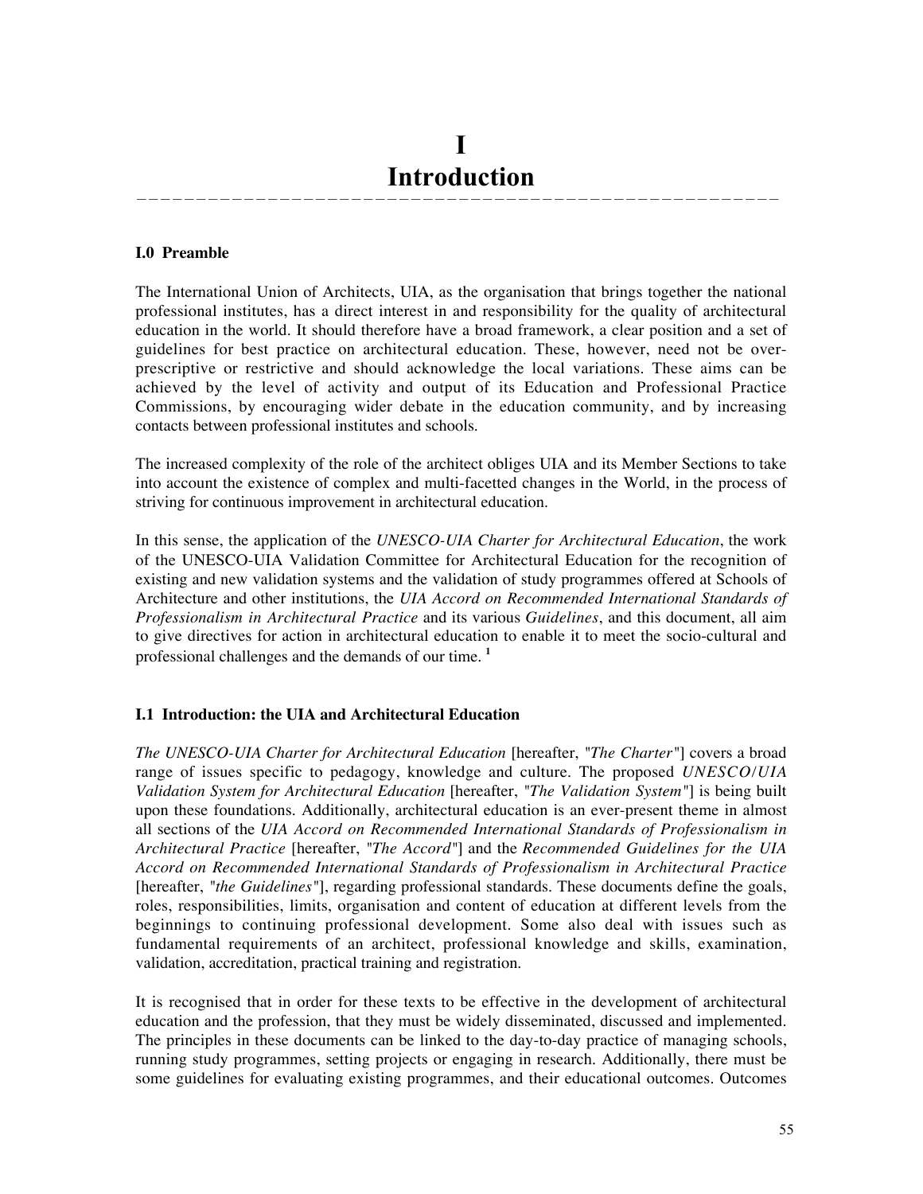# I
# Introduction

### I.0 Preamble

The International Union of Architects, UIA, as the organisation that brings together the national professional institutes, has a direct interest in and responsibility for the quality of architectural education in the world. It should therefore have a broad framework, a clear position and a set of guidelines for best practice on architectural education. These, however, need not be over-prescriptive or restrictive and should acknowledge the local variations. These aims can be achieved by the level of activity and output of its Education and Professional Practice Commissions, by encouraging wider debate in the education community, and by increasing contacts between professional institutes and schools.

The increased complexity of the role of the architect obliges UIA and its Member Sections to take into account the existence of complex and multi-facetted changes in the World, in the process of striving for continuous improvement in architectural education.

In this sense, the application of the *UNESCO-UIA Charter for Architectural Education*, the work of the UNESCO-UIA Validation Committee for Architectural Education for the recognition of existing and new validation systems and the validation of study programmes offered at Schools of Architecture and other institutions, the *UIA Accord on Recommended International Standards of Professionalism in Architectural Practice* and its various *Guidelines*, and this document, all aim to give directives for action in architectural education to enable it to meet the socio-cultural and professional challenges and the demands of our time. [1]

### I.1 Introduction: the UIA and Architectural Education

*The UNESCO-UIA Charter for Architectural Education* [hereafter, "*The Charter*"] covers a broad range of issues specific to pedagogy, knowledge and culture. The proposed *UNESCO/UIA Validation System for Architectural Education* [hereafter, "*The Validation System*"] is being built upon these foundations. Additionally, architectural education is an ever-present theme in almost all sections of the *UIA Accord on Recommended International Standards of Professionalism in Architectural Practice* [hereafter, "*The Accord*"] and the *Recommended Guidelines for the UIA Accord on Recommended International Standards of Professionalism in Architectural Practice* [hereafter, "*the Guidelines*"], regarding professional standards. These documents define the goals, roles, responsibilities, limits, organisation and content of education at different levels from the beginnings to continuing professional development. Some also deal with issues such as fundamental requirements of an architect, professional knowledge and skills, examination, validation, accreditation, practical training and registration.

It is recognised that in order for these texts to be effective in the development of architectural education and the profession, that they must be widely disseminated, discussed and implemented. The principles in these documents can be linked to the day-to-day practice of managing schools, running study programmes, setting projects or engaging in research. Additionally, there must be some guidelines for evaluating existing programmes, and their educational outcomes. Outcomes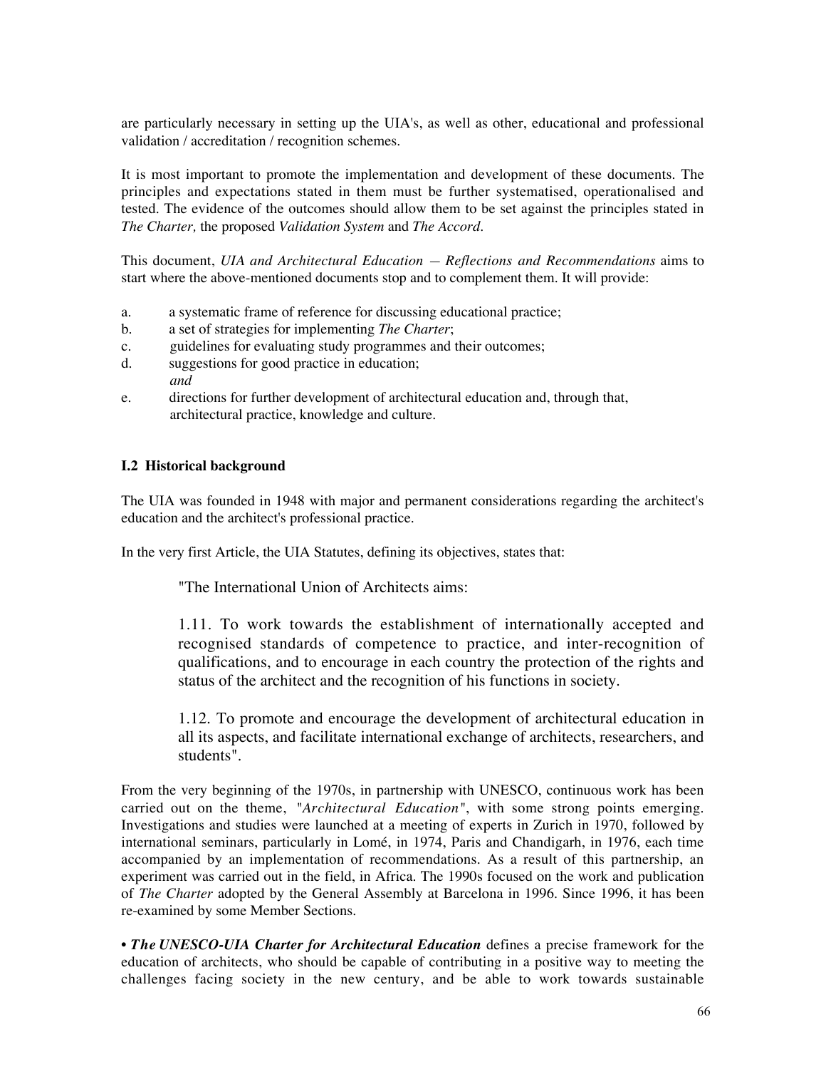are particularly necessary in setting up the UIA's, as well as other, educational and professional validation / accreditation / recognition schemes.

It is most important to promote the implementation and development of these documents. The principles and expectations stated in them must be further systematised, operationalised and tested. The evidence of the outcomes should allow them to be set against the principles stated in *The Charter,* the proposed *Validation System* and *The Accord*.

This document, *UIA and Architectural Education — Reflections and Recommendations* aims to start where the above-mentioned documents stop and to complement them. It will provide:

a. a systematic frame of reference for discussing educational practice;
b. a set of strategies for implementing *The Charter*;
c. guidelines for evaluating study programmes and their outcomes;
d. suggestions for good practice in education;
*and*
e. directions for further development of architectural education and, through that, architectural practice, knowledge and culture.

### I.2 Historical background

The UIA was founded in 1948 with major and permanent considerations regarding the architect's education and the architect's professional practice.

In the very first Article, the UIA Statutes, defining its objectives, states that:

> "The International Union of Architects aims:
>
> 1.11. To work towards the establishment of internationally accepted and recognised standards of competence to practice, and inter-recognition of qualifications, and to encourage in each country the protection of the rights and status of the architect and the recognition of his functions in society.
>
> 1.12. To promote and encourage the development of architectural education in all its aspects, and facilitate international exchange of architects, researchers, and students".

From the very beginning of the 1970s, in partnership with UNESCO, continuous work has been carried out on the theme, "*Architectural Education*", with some strong points emerging. Investigations and studies were launched at a meeting of experts in Zurich in 1970, followed by international seminars, particularly in Lomé, in 1974, Paris and Chandigarh, in 1976, each time accompanied by an implementation of recommendations. As a result of this partnership, an experiment was carried out in the field, in Africa. The 1990s focused on the work and publication of *The Charter* adopted by the General Assembly at Barcelona in 1996. Since 1996, it has been re-examined by some Member Sections.

• ***The UNESCO-UIA Charter for Architectural Education*** defines a precise framework for the education of architects, who should be capable of contributing in a positive way to meeting the challenges facing society in the new century, and be able to work towards sustainable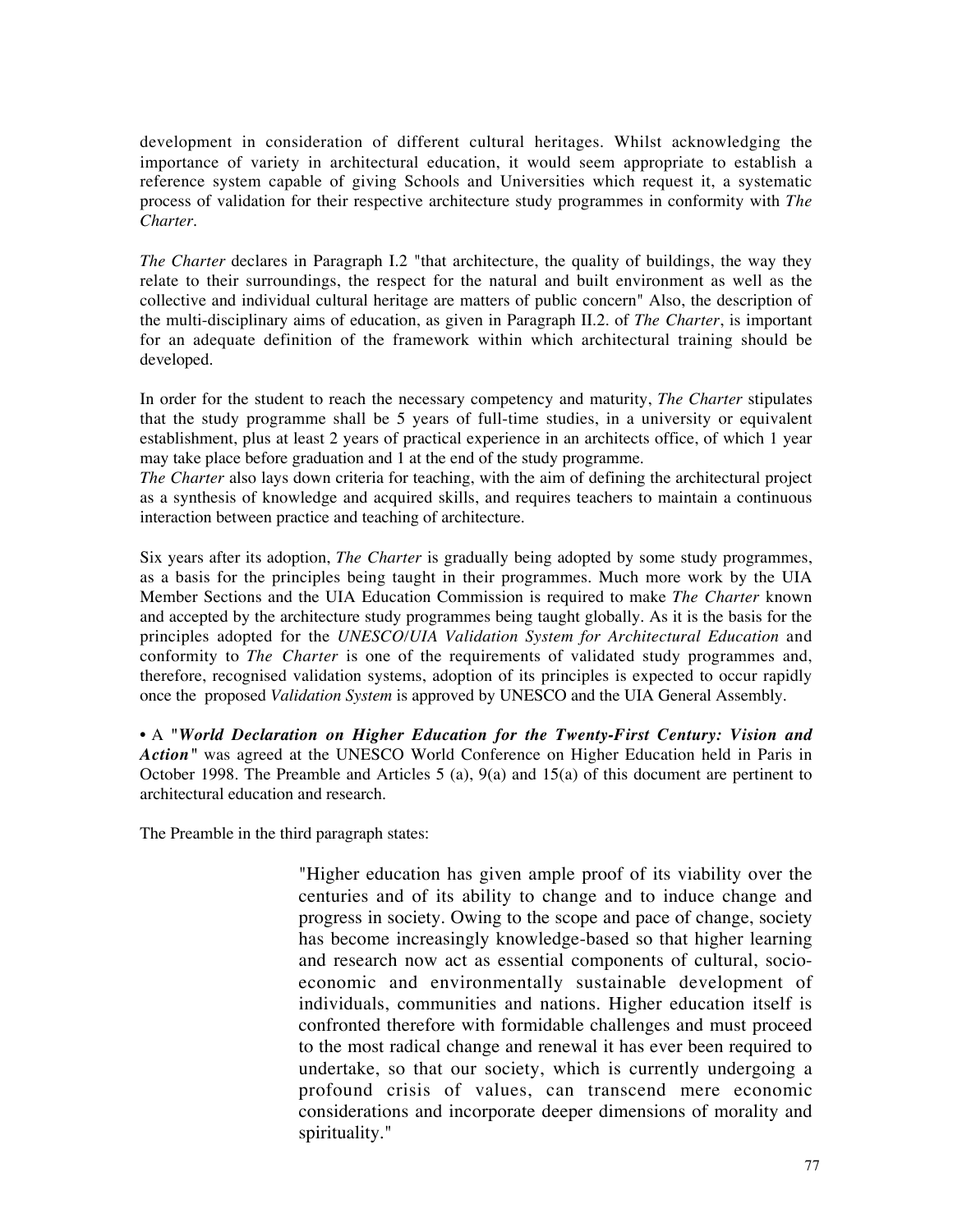development in consideration of different cultural heritages. Whilst acknowledging the importance of variety in architectural education, it would seem appropriate to establish a reference system capable of giving Schools and Universities which request it, a systematic process of validation for their respective architecture study programmes in conformity with *The Charter*.

*The Charter* declares in Paragraph I.2 "that architecture, the quality of buildings, the way they relate to their surroundings, the respect for the natural and built environment as well as the collective and individual cultural heritage are matters of public concern" Also, the description of the multi-disciplinary aims of education, as given in Paragraph II.2. of *The Charter*, is important for an adequate definition of the framework within which architectural training should be developed.

In order for the student to reach the necessary competency and maturity, *The Charter* stipulates that the study programme shall be 5 years of full-time studies, in a university or equivalent establishment, plus at least 2 years of practical experience in an architects office, of which 1 year may take place before graduation and 1 at the end of the study programme.
*The Charter* also lays down criteria for teaching, with the aim of defining the architectural project as a synthesis of knowledge and acquired skills, and requires teachers to maintain a continuous interaction between practice and teaching of architecture.

Six years after its adoption, *The Charter* is gradually being adopted by some study programmes, as a basis for the principles being taught in their programmes. Much more work by the UIA Member Sections and the UIA Education Commission is required to make *The Charter* known and accepted by the architecture study programmes being taught globally. As it is the basis for the principles adopted for the *UNESCO/UIA Validation System for Architectural Education* and conformity to *The Charter* is one of the requirements of validated study programmes and, therefore, recognised validation systems, adoption of its principles is expected to occur rapidly once the proposed *Validation System* is approved by UNESCO and the UIA General Assembly.

• A "***World Declaration on Higher Education for the Twenty-First Century: Vision and Action***" was agreed at the UNESCO World Conference on Higher Education held in Paris in October 1998. The Preamble and Articles 5 (a), 9(a) and 15(a) of this document are pertinent to architectural education and research.

The Preamble in the third paragraph states:

> "Higher education has given ample proof of its viability over the centuries and of its ability to change and to induce change and progress in society. Owing to the scope and pace of change, society has become increasingly knowledge-based so that higher learning and research now act as essential components of cultural, socio-economic and environmentally sustainable development of individuals, communities and nations. Higher education itself is confronted therefore with formidable challenges and must proceed to the most radical change and renewal it has ever been required to undertake, so that our society, which is currently undergoing a profound crisis of values, can transcend mere economic considerations and incorporate deeper dimensions of morality and spirituality."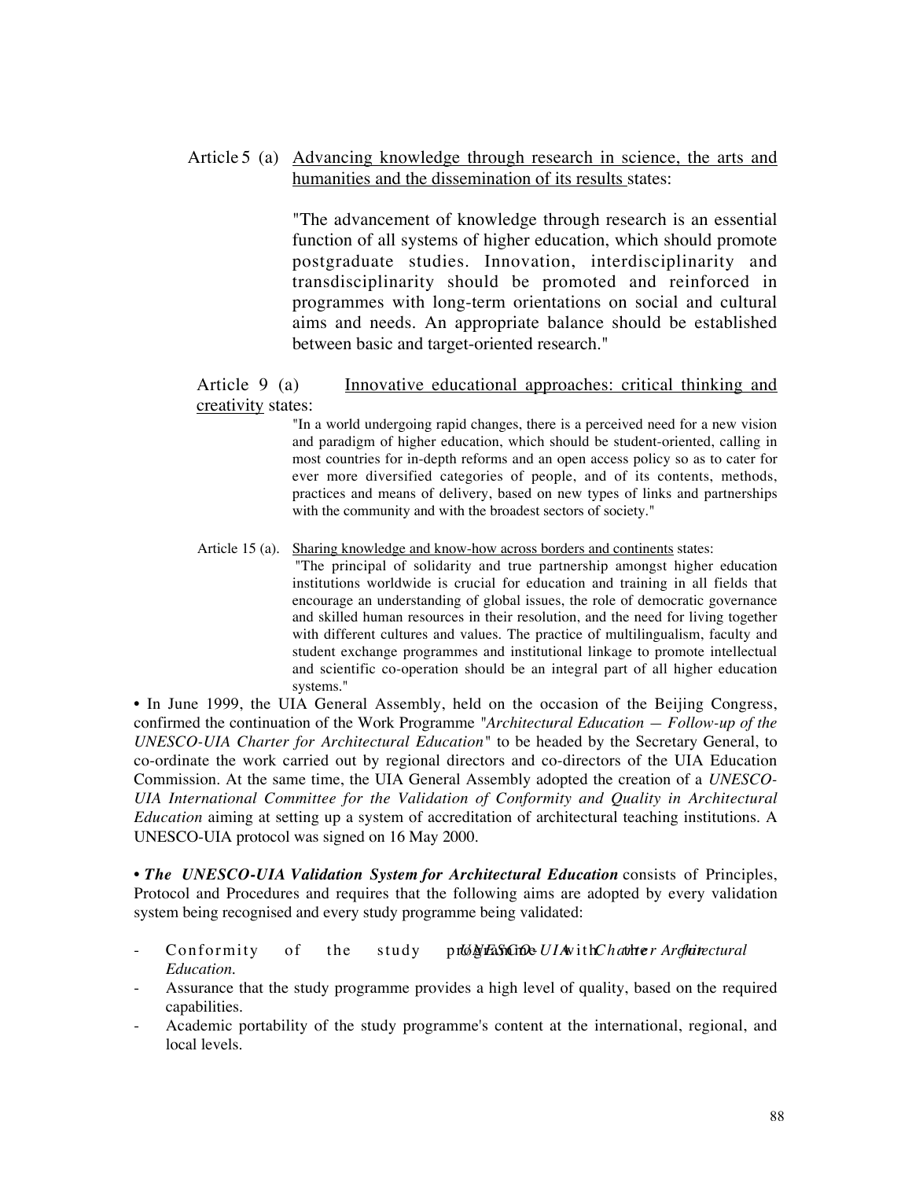Article 5 (a) Advancing knowledge through research in science, the arts and humanities and the dissemination of its results states:

"The advancement of knowledge through research is an essential function of all systems of higher education, which should promote postgraduate studies. Innovation, interdisciplinarity and transdisciplinarity should be promoted and reinforced in programmes with long-term orientations on social and cultural aims and needs. An appropriate balance should be established between basic and target-oriented research."

Article 9 (a) Innovative educational approaches: critical thinking and creativity states:

"In a world undergoing rapid changes, there is a perceived need for a new vision and paradigm of higher education, which should be student-oriented, calling in most countries for in-depth reforms and an open access policy so as to cater for ever more diversified categories of people, and of its contents, methods, practices and means of delivery, based on new types of links and partnerships with the community and with the broadest sectors of society."

Article 15 (a). Sharing knowledge and know-how across borders and continents states:

"The principal of solidarity and true partnership amongst higher education institutions worldwide is crucial for education and training in all fields that encourage an understanding of global issues, the role of democratic governance and skilled human resources in their resolution, and the need for living together with different cultures and values. The practice of multilingualism, faculty and student exchange programmes and institutional linkage to promote intellectual and scientific co-operation should be an integral part of all higher education systems."

• In June 1999, the UIA General Assembly, held on the occasion of the Beijing Congress, confirmed the continuation of the Work Programme "*Architectural Education — Follow-up of the UNESCO-UIA Charter for Architectural Education*" to be headed by the Secretary General, to co-ordinate the work carried out by regional directors and co-directors of the UIA Education Commission. At the same time, the UIA General Assembly adopted the creation of a *UNESCO-UIA International Committee for the Validation of Conformity and Quality in Architectural Education* aiming at setting up a system of accreditation of architectural teaching institutions. A UNESCO-UIA protocol was signed on 16 May 2000.

• ***The UNESCO-UIA Validation System for Architectural Education*** consists of Principles, Protocol and Procedures and requires that the following aims are adopted by every validation system being recognised and every study programme being validated:

- Conformity of the study programme with the *UNESCO-UIA Charter for Architectural Education*.
- Assurance that the study programme provides a high level of quality, based on the required capabilities.
- Academic portability of the study programme's content at the international, regional, and local levels.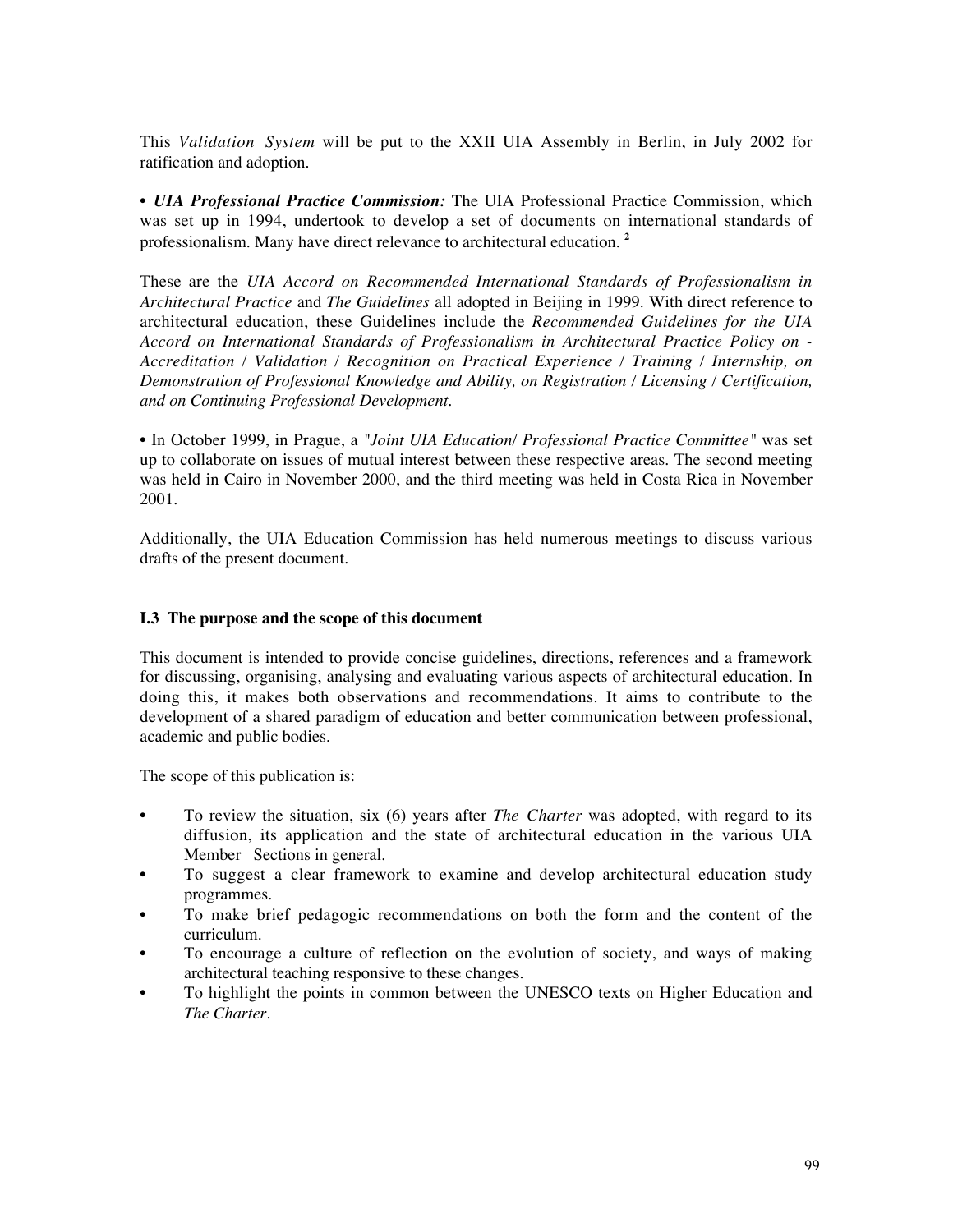This *Validation System* will be put to the XXII UIA Assembly in Berlin, in July 2002 for ratification and adoption.

• ***UIA Professional Practice Commission:*** The UIA Professional Practice Commission, which was set up in 1994, undertook to develop a set of documents on international standards of professionalism. Many have direct relevance to architectural education. [2]

These are the *UIA Accord on Recommended International Standards of Professionalism in Architectural Practice* and *The Guidelines* all adopted in Beijing in 1999. With direct reference to architectural education, these Guidelines include the *Recommended Guidelines for the UIA Accord on International Standards of Professionalism in Architectural Practice Policy on - Accreditation / Validation / Recognition on Practical Experience / Training / Internship, on Demonstration of Professional Knowledge and Ability, on Registration / Licensing / Certification, and on Continuing Professional Development.*

• In October 1999, in Prague, a *"Joint UIA Education/ Professional Practice Committee"* was set up to collaborate on issues of mutual interest between these respective areas. The second meeting was held in Cairo in November 2000, and the third meeting was held in Costa Rica in November 2001.

Additionally, the UIA Education Commission has held numerous meetings to discuss various drafts of the present document.

### I.3 The purpose and the scope of this document

This document is intended to provide concise guidelines, directions, references and a framework for discussing, organising, analysing and evaluating various aspects of architectural education. In doing this, it makes both observations and recommendations. It aims to contribute to the development of a shared paradigm of education and better communication between professional, academic and public bodies.

The scope of this publication is:

- To review the situation, six (6) years after *The Charter* was adopted, with regard to its diffusion, its application and the state of architectural education in the various UIA Member Sections in general.
- To suggest a clear framework to examine and develop architectural education study programmes.
- To make brief pedagogic recommendations on both the form and the content of the curriculum.
- To encourage a culture of reflection on the evolution of society, and ways of making architectural teaching responsive to these changes.
- To highlight the points in common between the UNESCO texts on Higher Education and *The Charter*.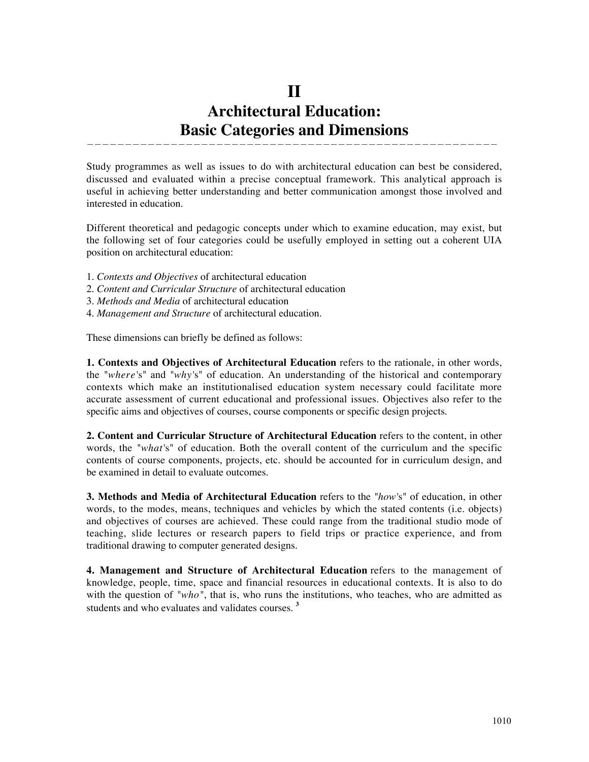# II
# Architectural Education: Basic Categories and Dimensions

Study programmes as well as issues to do with architectural education can best be considered, discussed and evaluated within a precise conceptual framework. This analytical approach is useful in achieving better understanding and better communication amongst those involved and interested in education.

Different theoretical and pedagogic concepts under which to examine education, may exist, but the following set of four categories could be usefully employed in setting out a coherent UIA position on architectural education:

1. *Contexts and Objectives* of architectural education
2. *Content and Curricular Structure* of architectural education
3. *Methods and Media* of architectural education
4. *Management and Structure* of architectural education.

These dimensions can briefly be defined as follows:

**1. Contexts and Objectives of Architectural Education** refers to the rationale, in other words, the "*where*'s" and "*why*'s" of education. An understanding of the historical and contemporary contexts which make an institutionalised education system necessary could facilitate more accurate assessment of current educational and professional issues. Objectives also refer to the specific aims and objectives of courses, course components or specific design projects.

**2. Content and Curricular Structure of Architectural Education** refers to the content, in other words, the "*what*'s" of education. Both the overall content of the curriculum and the specific contents of course components, projects, etc. should be accounted for in curriculum design, and be examined in detail to evaluate outcomes.

**3. Methods and Media of Architectural Education** refers to the "*how*'s" of education, in other words, to the modes, means, techniques and vehicles by which the stated contents (i.e. objects) and objectives of courses are achieved. These could range from the traditional studio mode of teaching, slide lectures or research papers to field trips or practice experience, and from traditional drawing to computer generated designs.

**4. Management and Structure of Architectural Education** refers to the management of knowledge, people, time, space and financial resources in educational contexts. It is also to do with the question of "*who*", that is, who runs the institutions, who teaches, who are admitted as students and who evaluates and validates courses. [3]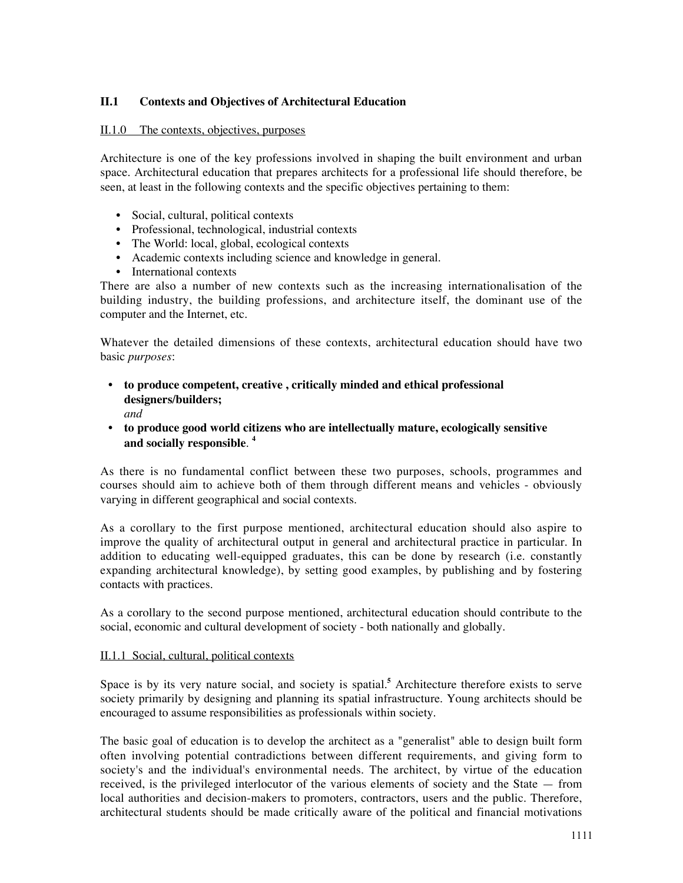## II.1 Contexts and Objectives of Architectural Education

II.1.0 The contexts, objectives, purposes

Architecture is one of the key professions involved in shaping the built environment and urban space. Architectural education that prepares architects for a professional life should therefore, be seen, at least in the following contexts and the specific objectives pertaining to them:

- Social, cultural, political contexts
- Professional, technological, industrial contexts
- The World: local, global, ecological contexts
- Academic contexts including science and knowledge in general.
- International contexts

There are also a number of new contexts such as the increasing internationalisation of the building industry, the building professions, and architecture itself, the dominant use of the computer and the Internet, etc.

Whatever the detailed dimensions of these contexts, architectural education should have two basic *purposes*:

- **to produce competent, creative , critically minded and ethical professional designers/builders;**
  *and*
- **to produce good world citizens who are intellectually mature, ecologically sensitive and socially responsible**. [4]

As there is no fundamental conflict between these two purposes, schools, programmes and courses should aim to achieve both of them through different means and vehicles - obviously varying in different geographical and social contexts.

As a corollary to the first purpose mentioned, architectural education should also aspire to improve the quality of architectural output in general and architectural practice in particular. In addition to educating well-equipped graduates, this can be done by research (i.e. constantly expanding architectural knowledge), by setting good examples, by publishing and by fostering contacts with practices.

As a corollary to the second purpose mentioned, architectural education should contribute to the social, economic and cultural development of society - both nationally and globally.

II.1.1 Social, cultural, political contexts

Space is by its very nature social, and society is spatial.[5] Architecture therefore exists to serve society primarily by designing and planning its spatial infrastructure. Young architects should be encouraged to assume responsibilities as professionals within society.

The basic goal of education is to develop the architect as a "generalist" able to design built form often involving potential contradictions between different requirements, and giving form to society's and the individual's environmental needs. The architect, by virtue of the education received, is the privileged interlocutor of the various elements of society and the State — from local authorities and decision-makers to promoters, contractors, users and the public. Therefore, architectural students should be made critically aware of the political and financial motivations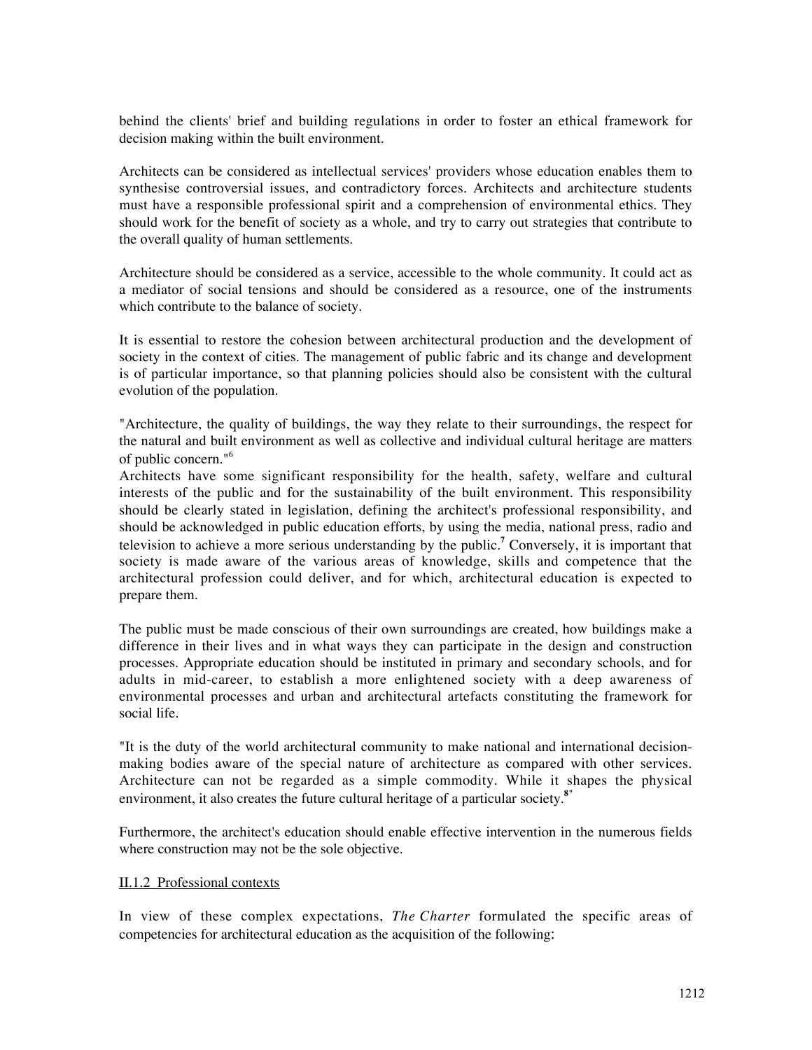behind the clients' brief and building regulations in order to foster an ethical framework for decision making within the built environment.

Architects can be considered as intellectual services' providers whose education enables them to synthesise controversial issues, and contradictory forces. Architects and architecture students must have a responsible professional spirit and a comprehension of environmental ethics. They should work for the benefit of society as a whole, and try to carry out strategies that contribute to the overall quality of human settlements.

Architecture should be considered as a service, accessible to the whole community. It could act as a mediator of social tensions and should be considered as a resource, one of the instruments which contribute to the balance of society.

It is essential to restore the cohesion between architectural production and the development of society in the context of cities. The management of public fabric and its change and development is of particular importance, so that planning policies should also be consistent with the cultural evolution of the population.

"Architecture, the quality of buildings, the way they relate to their surroundings, the respect for the natural and built environment as well as collective and individual cultural heritage are matters of public concern."[6]

Architects have some significant responsibility for the health, safety, welfare and cultural interests of the public and for the sustainability of the built environment. This responsibility should be clearly stated in legislation, defining the architect's professional responsibility, and should be acknowledged in public education efforts, by using the media, national press, radio and television to achieve a more serious understanding by the public.[7] Conversely, it is important that society is made aware of the various areas of knowledge, skills and competence that the architectural profession could deliver, and for which, architectural education is expected to prepare them.

The public must be made conscious of their own surroundings are created, how buildings make a difference in their lives and in what ways they can participate in the design and construction processes. Appropriate education should be instituted in primary and secondary schools, and for adults in mid-career, to establish a more enlightened society with a deep awareness of environmental processes and urban and architectural artefacts constituting the framework for social life.

"It is the duty of the world architectural community to make national and international decision-making bodies aware of the special nature of architecture as compared with other services. Architecture can not be regarded as a simple commodity. While it shapes the physical environment, it also creates the future cultural heritage of a particular society.[8]"

Furthermore, the architect's education should enable effective intervention in the numerous fields where construction may not be the sole objective.

II.1.2 Professional contexts

In view of these complex expectations, *The Charter* formulated the specific areas of competencies for architectural education as the acquisition of the following: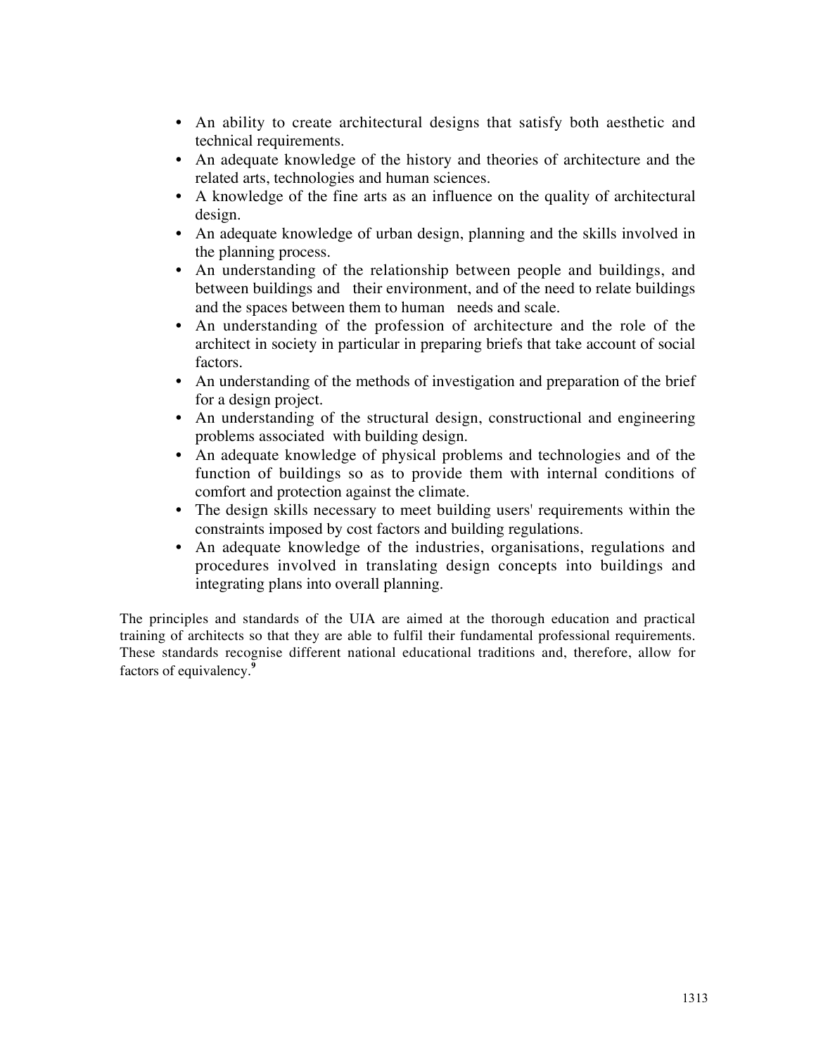- An ability to create architectural designs that satisfy both aesthetic and technical requirements.
- An adequate knowledge of the history and theories of architecture and the related arts, technologies and human sciences.
- A knowledge of the fine arts as an influence on the quality of architectural design.
- An adequate knowledge of urban design, planning and the skills involved in the planning process.
- An understanding of the relationship between people and buildings, and between buildings and their environment, and of the need to relate buildings and the spaces between them to human needs and scale.
- An understanding of the profession of architecture and the role of the architect in society in particular in preparing briefs that take account of social factors.
- An understanding of the methods of investigation and preparation of the brief for a design project.
- An understanding of the structural design, constructional and engineering problems associated with building design.
- An adequate knowledge of physical problems and technologies and of the function of buildings so as to provide them with internal conditions of comfort and protection against the climate.
- The design skills necessary to meet building users' requirements within the constraints imposed by cost factors and building regulations.
- An adequate knowledge of the industries, organisations, regulations and procedures involved in translating design concepts into buildings and integrating plans into overall planning.

The principles and standards of the UIA are aimed at the thorough education and practical training of architects so that they are able to fulfil their fundamental professional requirements. These standards recognise different national educational traditions and, therefore, allow for factors of equivalency.[9]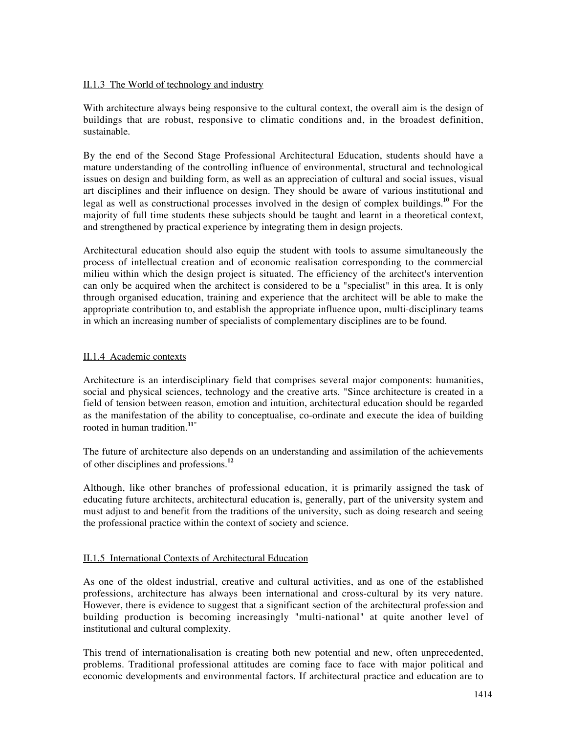<u>II.1.3 The World of technology and industry</u>

With architecture always being responsive to the cultural context, the overall aim is the design of buildings that are robust, responsive to climatic conditions and, in the broadest definition, sustainable.

By the end of the Second Stage Professional Architectural Education, students should have a mature understanding of the controlling influence of environmental, structural and technological issues on design and building form, as well as an appreciation of cultural and social issues, visual art disciplines and their influence on design. They should be aware of various institutional and legal as well as constructional processes involved in the design of complex buildings.[10] For the majority of full time students these subjects should be taught and learnt in a theoretical context, and strengthened by practical experience by integrating them in design projects.

Architectural education should also equip the student with tools to assume simultaneously the process of intellectual creation and of economic realisation corresponding to the commercial milieu within which the design project is situated. The efficiency of the architect's intervention can only be acquired when the architect is considered to be a "specialist" in this area. It is only through organised education, training and experience that the architect will be able to make the appropriate contribution to, and establish the appropriate influence upon, multi-disciplinary teams in which an increasing number of specialists of complementary disciplines are to be found.

<u>II.1.4 Academic contexts</u>

Architecture is an interdisciplinary field that comprises several major components: humanities, social and physical sciences, technology and the creative arts. "Since architecture is created in a field of tension between reason, emotion and intuition, architectural education should be regarded as the manifestation of the ability to conceptualise, co-ordinate and execute the idea of building rooted in human tradition.[11]"

The future of architecture also depends on an understanding and assimilation of the achievements of other disciplines and professions.[12]

Although, like other branches of professional education, it is primarily assigned the task of educating future architects, architectural education is, generally, part of the university system and must adjust to and benefit from the traditions of the university, such as doing research and seeing the professional practice within the context of society and science.

<u>II.1.5 International Contexts of Architectural Education</u>

As one of the oldest industrial, creative and cultural activities, and as one of the established professions, architecture has always been international and cross-cultural by its very nature. However, there is evidence to suggest that a significant section of the architectural profession and building production is becoming increasingly "multi-national" at quite another level of institutional and cultural complexity.

This trend of internationalisation is creating both new potential and new, often unprecedented, problems. Traditional professional attitudes are coming face to face with major political and economic developments and environmental factors. If architectural practice and education are to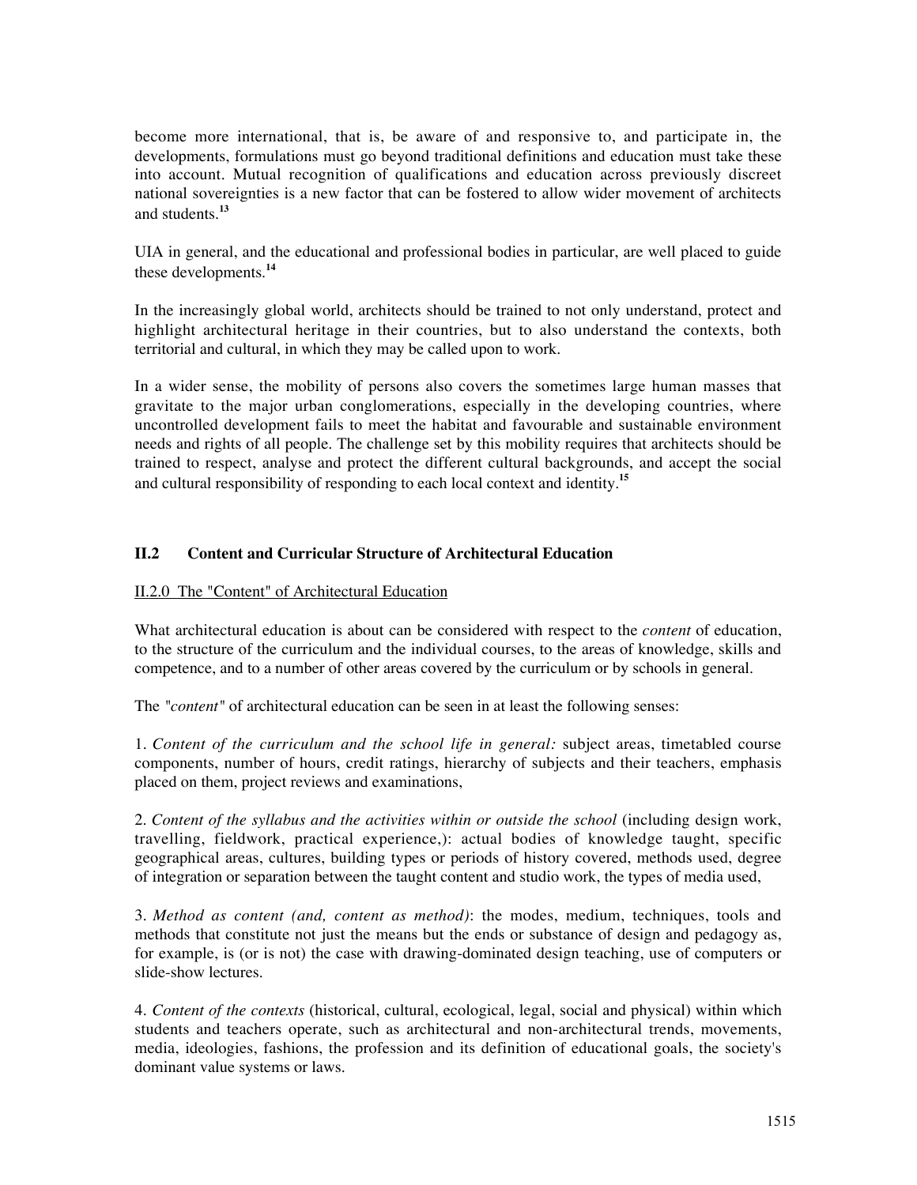become more international, that is, be aware of and responsive to, and participate in, the developments, formulations must go beyond traditional definitions and education must take these into account. Mutual recognition of qualifications and education across previously discreet national sovereignties is a new factor that can be fostered to allow wider movement of architects and students.[13]

UIA in general, and the educational and professional bodies in particular, are well placed to guide these developments.[14]

In the increasingly global world, architects should be trained to not only understand, protect and highlight architectural heritage in their countries, but to also understand the contexts, both territorial and cultural, in which they may be called upon to work.

In a wider sense, the mobility of persons also covers the sometimes large human masses that gravitate to the major urban conglomerations, especially in the developing countries, where uncontrolled development fails to meet the habitat and favourable and sustainable environment needs and rights of all people. The challenge set by this mobility requires that architects should be trained to respect, analyse and protect the different cultural backgrounds, and accept the social and cultural responsibility of responding to each local context and identity.[15]

## II.2 Content and Curricular Structure of Architectural Education

### II.2.0 The "Content" of Architectural Education

What architectural education is about can be considered with respect to the *content* of education, to the structure of the curriculum and the individual courses, to the areas of knowledge, skills and competence, and to a number of other areas covered by the curriculum or by schools in general.

The *"content"* of architectural education can be seen in at least the following senses:

1. *Content of the curriculum and the school life in general:* subject areas, timetabled course components, number of hours, credit ratings, hierarchy of subjects and their teachers, emphasis placed on them, project reviews and examinations,

2. *Content of the syllabus and the activities within or outside the school* (including design work, travelling, fieldwork, practical experience,): actual bodies of knowledge taught, specific geographical areas, cultures, building types or periods of history covered, methods used, degree of integration or separation between the taught content and studio work, the types of media used,

3. *Method as content (and, content as method)*: the modes, medium, techniques, tools and methods that constitute not just the means but the ends or substance of design and pedagogy as, for example, is (or is not) the case with drawing-dominated design teaching, use of computers or slide-show lectures.

4. *Content of the contexts* (historical, cultural, ecological, legal, social and physical) within which students and teachers operate, such as architectural and non-architectural trends, movements, media, ideologies, fashions, the profession and its definition of educational goals, the society's dominant value systems or laws.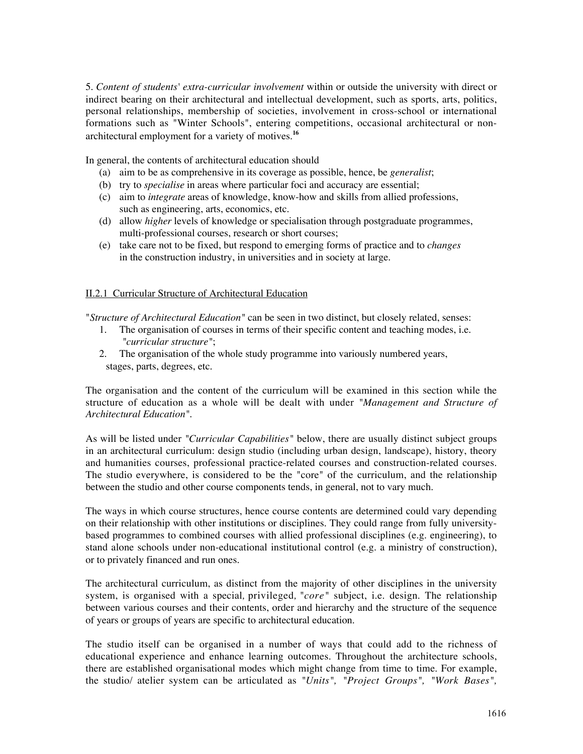5. *Content of students' extra-curricular involvement* within or outside the university with direct or indirect bearing on their architectural and intellectual development, such as sports, arts, politics, personal relationships, membership of societies, involvement in cross-school or international formations such as "Winter Schools", entering competitions, occasional architectural or non-architectural employment for a variety of motives.[16]

In general, the contents of architectural education should

(a) aim to be as comprehensive in its coverage as possible, hence, be *generalist*;
(b) try to *specialise* in areas where particular foci and accuracy are essential;
(c) aim to *integrate* areas of knowledge, know-how and skills from allied professions, such as engineering, arts, economics, etc.
(d) allow *higher* levels of knowledge or specialisation through postgraduate programmes, multi-professional courses, research or short courses;
(e) take care not to be fixed, but respond to emerging forms of practice and to *changes* in the construction industry, in universities and in society at large.

## II.2.1 Curricular Structure of Architectural Education

"*Structure of Architectural Education*" can be seen in two distinct, but closely related, senses:

1. The organisation of courses in terms of their specific content and teaching modes, i.e. "*curricular structure*";
2. The organisation of the whole study programme into variously numbered years, stages, parts, degrees, etc.

The organisation and the content of the curriculum will be examined in this section while the structure of education as a whole will be dealt with under "*Management and Structure of Architectural Education*".

As will be listed under "*Curricular Capabilities*" below, there are usually distinct subject groups in an architectural curriculum: design studio (including urban design, landscape), history, theory and humanities courses, professional practice-related courses and construction-related courses. The studio everywhere, is considered to be the "core" of the curriculum, and the relationship between the studio and other course components tends, in general, not to vary much.

The ways in which course structures, hence course contents are determined could vary depending on their relationship with other institutions or disciplines. They could range from fully university-based programmes to combined courses with allied professional disciplines (e.g. engineering), to stand alone schools under non-educational institutional control (e.g. a ministry of construction), or to privately financed and run ones.

The architectural curriculum, as distinct from the majority of other disciplines in the university system, is organised with a special, privileged, "*core*" subject, i.e. design. The relationship between various courses and their contents, order and hierarchy and the structure of the sequence of years or groups of years are specific to architectural education.

The studio itself can be organised in a number of ways that could add to the richness of educational experience and enhance learning outcomes. Throughout the architecture schools, there are established organisational modes which might change from time to time. For example, the studio/ atelier system can be articulated as "*Units*", "*Project Groups*", "*Work Bases*",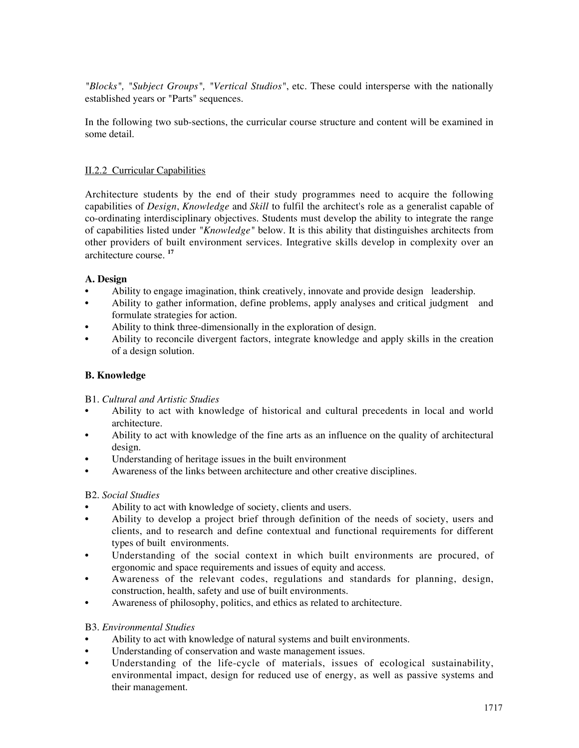*"Blocks", "Subject Groups", "Vertical Studios"*, etc. These could intersperse with the nationally established years or "Parts" sequences.

In the following two sub-sections, the curricular course structure and content will be examined in some detail.

## II.2.2 Curricular Capabilities

Architecture students by the end of their study programmes need to acquire the following capabilities of *Design*, *Knowledge* and *Skill* to fulfil the architect's role as a generalist capable of co-ordinating interdisciplinary objectives. Students must develop the ability to integrate the range of capabilities listed under *"Knowledge"* below. It is this ability that distinguishes architects from other providers of built environment services. Integrative skills develop in complexity over an architecture course. [17]

**A. Design**

- Ability to engage imagination, think creatively, innovate and provide design leadership.
- Ability to gather information, define problems, apply analyses and critical judgment and formulate strategies for action.
- Ability to think three-dimensionally in the exploration of design.
- Ability to reconcile divergent factors, integrate knowledge and apply skills in the creation of a design solution.

**B. Knowledge**

B1. *Cultural and Artistic Studies*

- Ability to act with knowledge of historical and cultural precedents in local and world architecture.
- Ability to act with knowledge of the fine arts as an influence on the quality of architectural design.
- Understanding of heritage issues in the built environment
- Awareness of the links between architecture and other creative disciplines.

B2. *Social Studies*

- Ability to act with knowledge of society, clients and users.
- Ability to develop a project brief through definition of the needs of society, users and clients, and to research and define contextual and functional requirements for different types of built environments.
- Understanding of the social context in which built environments are procured, of ergonomic and space requirements and issues of equity and access.
- Awareness of the relevant codes, regulations and standards for planning, design, construction, health, safety and use of built environments.
- Awareness of philosophy, politics, and ethics as related to architecture.

B3. *Environmental Studies*

- Ability to act with knowledge of natural systems and built environments.
- Understanding of conservation and waste management issues.
- Understanding of the life-cycle of materials, issues of ecological sustainability, environmental impact, design for reduced use of energy, as well as passive systems and their management.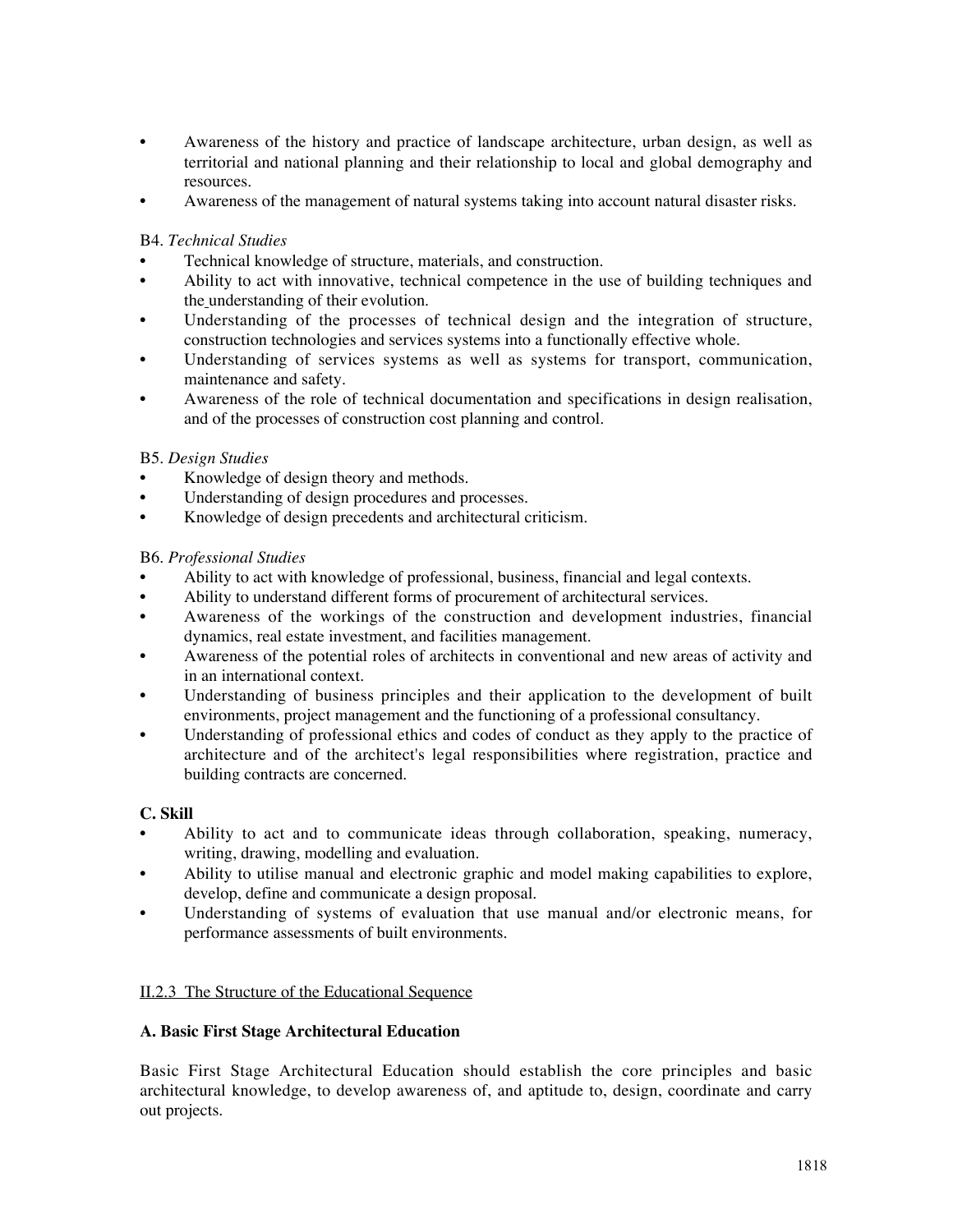- Awareness of the history and practice of landscape architecture, urban design, as well as territorial and national planning and their relationship to local and global demography and resources.
- Awareness of the management of natural systems taking into account natural disaster risks.

B4. *Technical Studies*

- Technical knowledge of structure, materials, and construction.
- Ability to act with innovative, technical competence in the use of building techniques and the understanding of their evolution.
- Understanding of the processes of technical design and the integration of structure, construction technologies and services systems into a functionally effective whole.
- Understanding of services systems as well as systems for transport, communication, maintenance and safety.
- Awareness of the role of technical documentation and specifications in design realisation, and of the processes of construction cost planning and control.

B5. *Design Studies*

- Knowledge of design theory and methods.
- Understanding of design procedures and processes.
- Knowledge of design precedents and architectural criticism.

B6. *Professional Studies*

- Ability to act with knowledge of professional, business, financial and legal contexts.
- Ability to understand different forms of procurement of architectural services.
- Awareness of the workings of the construction and development industries, financial dynamics, real estate investment, and facilities management.
- Awareness of the potential roles of architects in conventional and new areas of activity and in an international context.
- Understanding of business principles and their application to the development of built environments, project management and the functioning of a professional consultancy.
- Understanding of professional ethics and codes of conduct as they apply to the practice of architecture and of the architect's legal responsibilities where registration, practice and building contracts are concerned.

**C. Skill**

- Ability to act and to communicate ideas through collaboration, speaking, numeracy, writing, drawing, modelling and evaluation.
- Ability to utilise manual and electronic graphic and model making capabilities to explore, develop, define and communicate a design proposal.
- Understanding of systems of evaluation that use manual and/or electronic means, for performance assessments of built environments.

II.2.3 The Structure of the Educational Sequence

**A. Basic First Stage Architectural Education**

Basic First Stage Architectural Education should establish the core principles and basic architectural knowledge, to develop awareness of, and aptitude to, design, coordinate and carry out projects.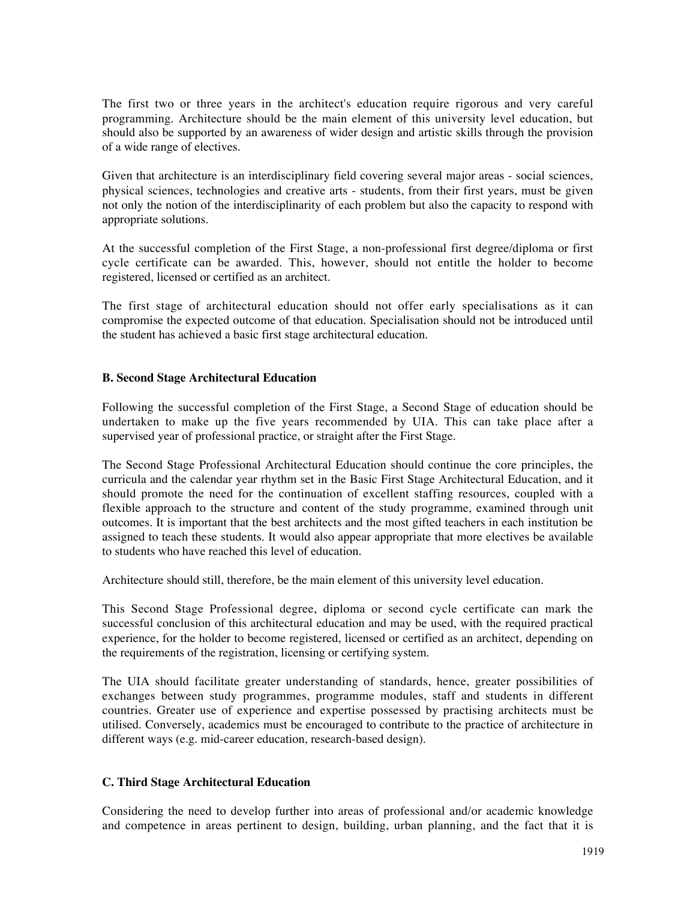The first two or three years in the architect's education require rigorous and very careful programming. Architecture should be the main element of this university level education, but should also be supported by an awareness of wider design and artistic skills through the provision of a wide range of electives.

Given that architecture is an interdisciplinary field covering several major areas - social sciences, physical sciences, technologies and creative arts - students, from their first years, must be given not only the notion of the interdisciplinarity of each problem but also the capacity to respond with appropriate solutions.

At the successful completion of the First Stage, a non-professional first degree/diploma or first cycle certificate can be awarded. This, however, should not entitle the holder to become registered, licensed or certified as an architect.

The first stage of architectural education should not offer early specialisations as it can compromise the expected outcome of that education. Specialisation should not be introduced until the student has achieved a basic first stage architectural education.

**B. Second Stage Architectural Education**

Following the successful completion of the First Stage, a Second Stage of education should be undertaken to make up the five years recommended by UIA. This can take place after a supervised year of professional practice, or straight after the First Stage.

The Second Stage Professional Architectural Education should continue the core principles, the curricula and the calendar year rhythm set in the Basic First Stage Architectural Education, and it should promote the need for the continuation of excellent staffing resources, coupled with a flexible approach to the structure and content of the study programme, examined through unit outcomes. It is important that the best architects and the most gifted teachers in each institution be assigned to teach these students. It would also appear appropriate that more electives be available to students who have reached this level of education.

Architecture should still, therefore, be the main element of this university level education.

This Second Stage Professional degree, diploma or second cycle certificate can mark the successful conclusion of this architectural education and may be used, with the required practical experience, for the holder to become registered, licensed or certified as an architect, depending on the requirements of the registration, licensing or certifying system.

The UIA should facilitate greater understanding of standards, hence, greater possibilities of exchanges between study programmes, programme modules, staff and students in different countries. Greater use of experience and expertise possessed by practising architects must be utilised. Conversely, academics must be encouraged to contribute to the practice of architecture in different ways (e.g. mid-career education, research-based design).

**C. Third Stage Architectural Education**

Considering the need to develop further into areas of professional and/or academic knowledge and competence in areas pertinent to design, building, urban planning, and the fact that it is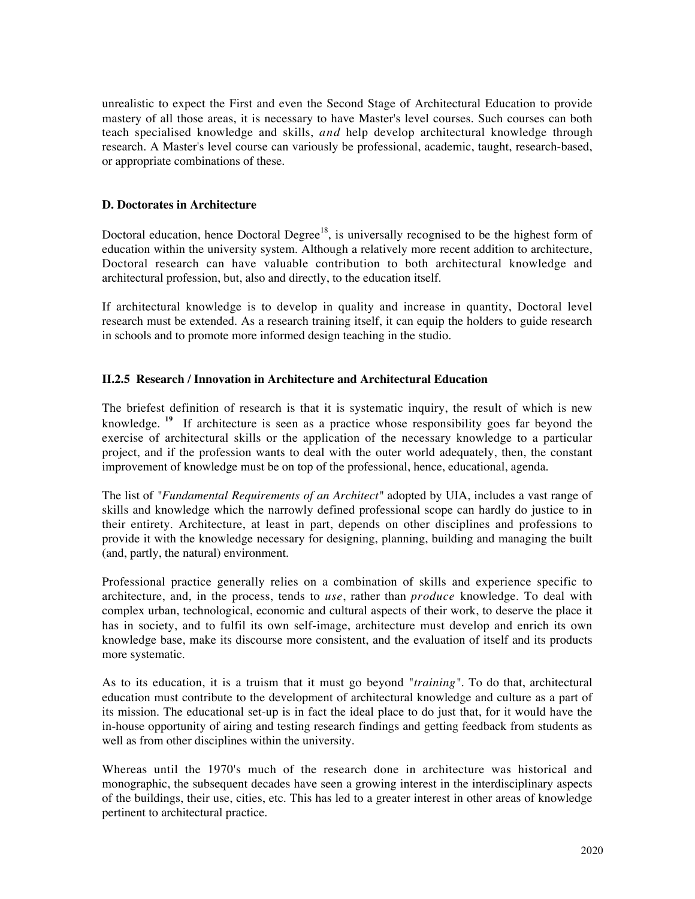unrealistic to expect the First and even the Second Stage of Architectural Education to provide mastery of all those areas, it is necessary to have Master's level courses. Such courses can both teach specialised knowledge and skills, *and* help develop architectural knowledge through research. A Master's level course can variously be professional, academic, taught, research-based, or appropriate combinations of these.

#### D. Doctorates in Architecture

Doctoral education, hence Doctoral Degree[18], is universally recognised to be the highest form of education within the university system. Although a relatively more recent addition to architecture, Doctoral research can have valuable contribution to both architectural knowledge and architectural profession, but, also and directly, to the education itself.

If architectural knowledge is to develop in quality and increase in quantity, Doctoral level research must be extended. As a research training itself, it can equip the holders to guide research in schools and to promote more informed design teaching in the studio.

### II.2.5 Research / Innovation in Architecture and Architectural Education

The briefest definition of research is that it is systematic inquiry, the result of which is new knowledge. [19] If architecture is seen as a practice whose responsibility goes far beyond the exercise of architectural skills or the application of the necessary knowledge to a particular project, and if the profession wants to deal with the outer world adequately, then, the constant improvement of knowledge must be on top of the professional, hence, educational, agenda.

The list of "*Fundamental Requirements of an Architect*" adopted by UIA, includes a vast range of skills and knowledge which the narrowly defined professional scope can hardly do justice to in their entirety. Architecture, at least in part, depends on other disciplines and professions to provide it with the knowledge necessary for designing, planning, building and managing the built (and, partly, the natural) environment.

Professional practice generally relies on a combination of skills and experience specific to architecture, and, in the process, tends to *use*, rather than *produce* knowledge. To deal with complex urban, technological, economic and cultural aspects of their work, to deserve the place it has in society, and to fulfil its own self-image, architecture must develop and enrich its own knowledge base, make its discourse more consistent, and the evaluation of itself and its products more systematic.

As to its education, it is a truism that it must go beyond "*training*". To do that, architectural education must contribute to the development of architectural knowledge and culture as a part of its mission. The educational set-up is in fact the ideal place to do just that, for it would have the in-house opportunity of airing and testing research findings and getting feedback from students as well as from other disciplines within the university.

Whereas until the 1970's much of the research done in architecture was historical and monographic, the subsequent decades have seen a growing interest in the interdisciplinary aspects of the buildings, their use, cities, etc. This has led to a greater interest in other areas of knowledge pertinent to architectural practice.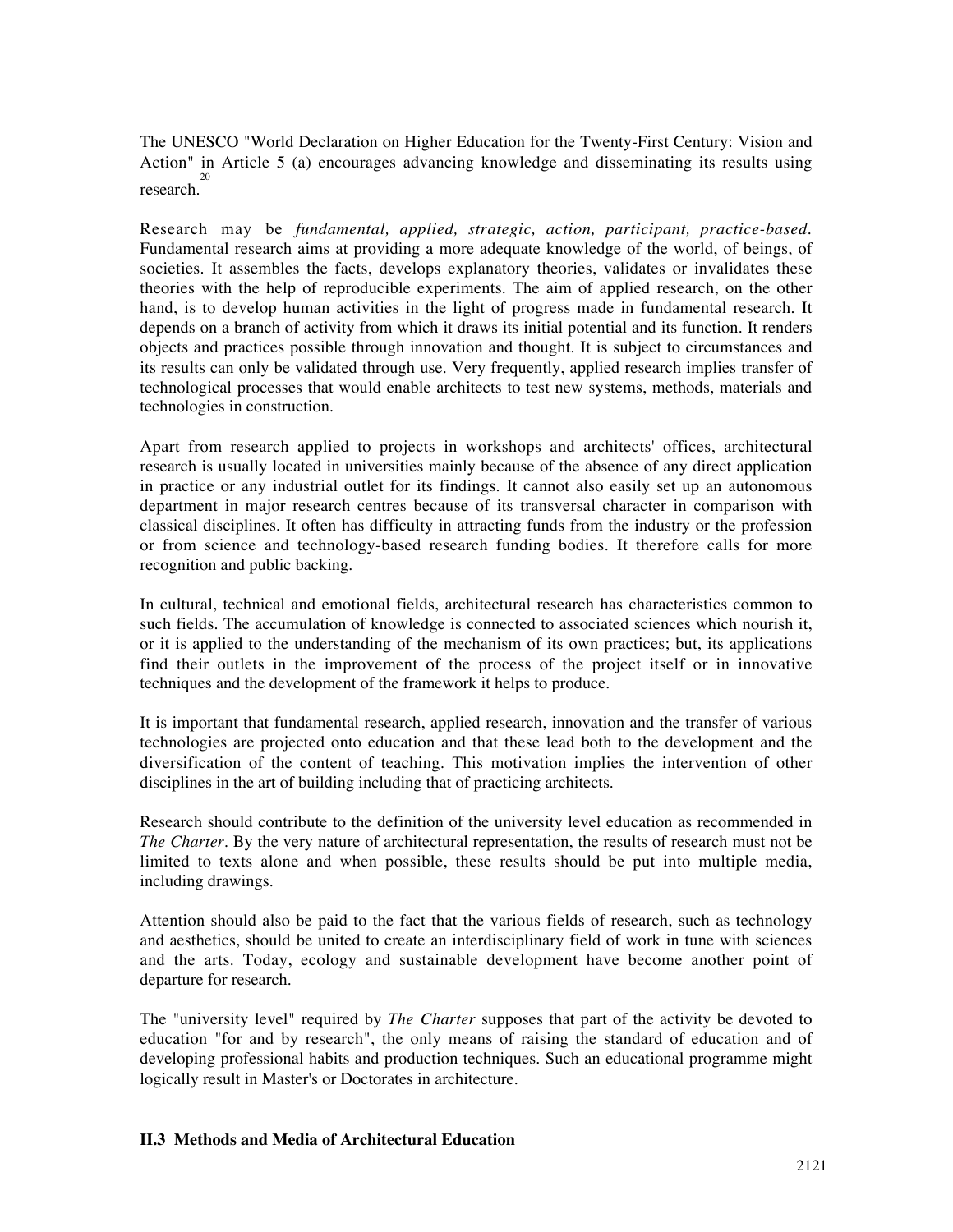The UNESCO "World Declaration on Higher Education for the Twenty-First Century: Vision and Action" in Article 5 (a) encourages advancing knowledge and disseminating its results using research.[20]

Research may be *fundamental, applied, strategic, action, participant, practice-based.* Fundamental research aims at providing a more adequate knowledge of the world, of beings, of societies. It assembles the facts, develops explanatory theories, validates or invalidates these theories with the help of reproducible experiments. The aim of applied research, on the other hand, is to develop human activities in the light of progress made in fundamental research. It depends on a branch of activity from which it draws its initial potential and its function. It renders objects and practices possible through innovation and thought. It is subject to circumstances and its results can only be validated through use. Very frequently, applied research implies transfer of technological processes that would enable architects to test new systems, methods, materials and technologies in construction.

Apart from research applied to projects in workshops and architects' offices, architectural research is usually located in universities mainly because of the absence of any direct application in practice or any industrial outlet for its findings. It cannot also easily set up an autonomous department in major research centres because of its transversal character in comparison with classical disciplines. It often has difficulty in attracting funds from the industry or the profession or from science and technology-based research funding bodies. It therefore calls for more recognition and public backing.

In cultural, technical and emotional fields, architectural research has characteristics common to such fields. The accumulation of knowledge is connected to associated sciences which nourish it, or it is applied to the understanding of the mechanism of its own practices; but, its applications find their outlets in the improvement of the process of the project itself or in innovative techniques and the development of the framework it helps to produce.

It is important that fundamental research, applied research, innovation and the transfer of various technologies are projected onto education and that these lead both to the development and the diversification of the content of teaching. This motivation implies the intervention of other disciplines in the art of building including that of practicing architects.

Research should contribute to the definition of the university level education as recommended in *The Charter*. By the very nature of architectural representation, the results of research must not be limited to texts alone and when possible, these results should be put into multiple media, including drawings.

Attention should also be paid to the fact that the various fields of research, such as technology and aesthetics, should be united to create an interdisciplinary field of work in tune with sciences and the arts. Today, ecology and sustainable development have become another point of departure for research.

The "university level" required by *The Charter* supposes that part of the activity be devoted to education "for and by research", the only means of raising the standard of education and of developing professional habits and production techniques. Such an educational programme might logically result in Master's or Doctorates in architecture.

### II.3 Methods and Media of Architectural Education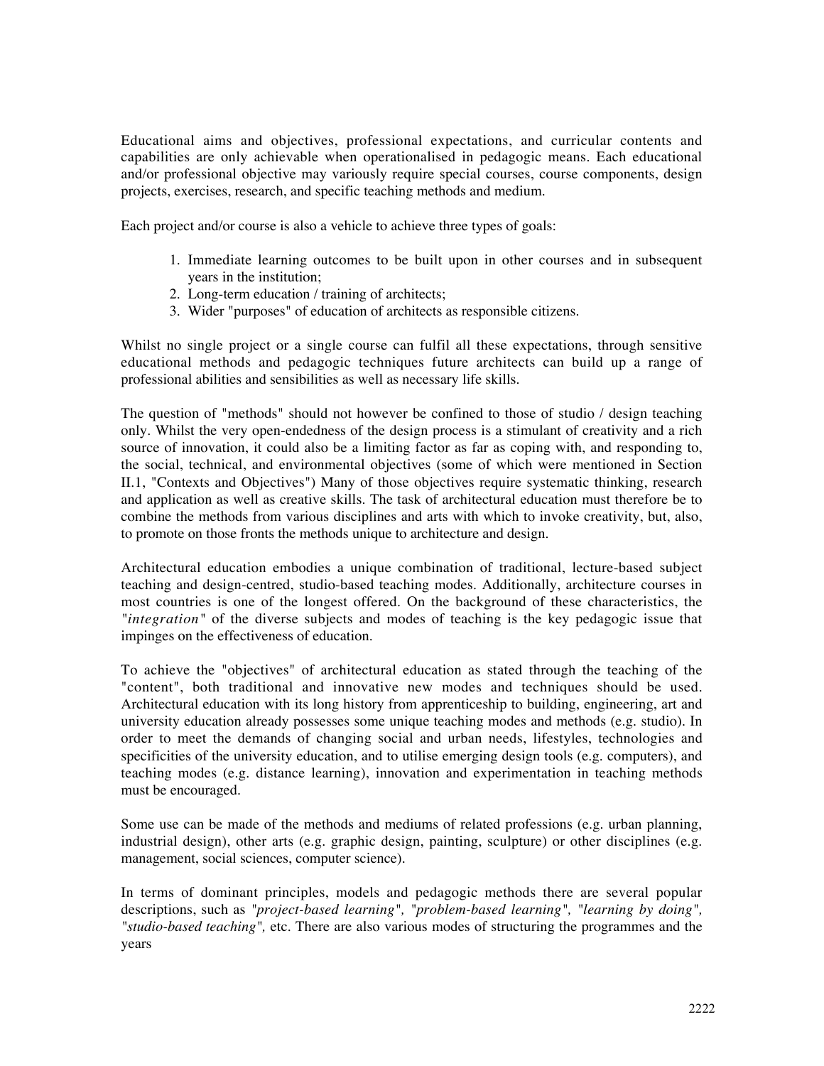Educational aims and objectives, professional expectations, and curricular contents and capabilities are only achievable when operationalised in pedagogic means. Each educational and/or professional objective may variously require special courses, course components, design projects, exercises, research, and specific teaching methods and medium.

Each project and/or course is also a vehicle to achieve three types of goals:

1. Immediate learning outcomes to be built upon in other courses and in subsequent years in the institution;
2. Long-term education / training of architects;
3. Wider "purposes" of education of architects as responsible citizens.

Whilst no single project or a single course can fulfil all these expectations, through sensitive educational methods and pedagogic techniques future architects can build up a range of professional abilities and sensibilities as well as necessary life skills.

The question of "methods" should not however be confined to those of studio / design teaching only. Whilst the very open-endedness of the design process is a stimulant of creativity and a rich source of innovation, it could also be a limiting factor as far as coping with, and responding to, the social, technical, and environmental objectives (some of which were mentioned in Section II.1, "Contexts and Objectives") Many of those objectives require systematic thinking, research and application as well as creative skills. The task of architectural education must therefore be to combine the methods from various disciplines and arts with which to invoke creativity, but, also, to promote on those fronts the methods unique to architecture and design.

Architectural education embodies a unique combination of traditional, lecture-based subject teaching and design-centred, studio-based teaching modes. Additionally, architecture courses in most countries is one of the longest offered. On the background of these characteristics, the *"integration"* of the diverse subjects and modes of teaching is the key pedagogic issue that impinges on the effectiveness of education.

To achieve the "objectives" of architectural education as stated through the teaching of the "content", both traditional and innovative new modes and techniques should be used. Architectural education with its long history from apprenticeship to building, engineering, art and university education already possesses some unique teaching modes and methods (e.g. studio). In order to meet the demands of changing social and urban needs, lifestyles, technologies and specificities of the university education, and to utilise emerging design tools (e.g. computers), and teaching modes (e.g. distance learning), innovation and experimentation in teaching methods must be encouraged.

Some use can be made of the methods and mediums of related professions (e.g. urban planning, industrial design), other arts (e.g. graphic design, painting, sculpture) or other disciplines (e.g. management, social sciences, computer science).

In terms of dominant principles, models and pedagogic methods there are several popular descriptions, such as *"project-based learning", "problem-based learning", "learning by doing", "studio-based teaching",* etc. There are also various modes of structuring the programmes and the years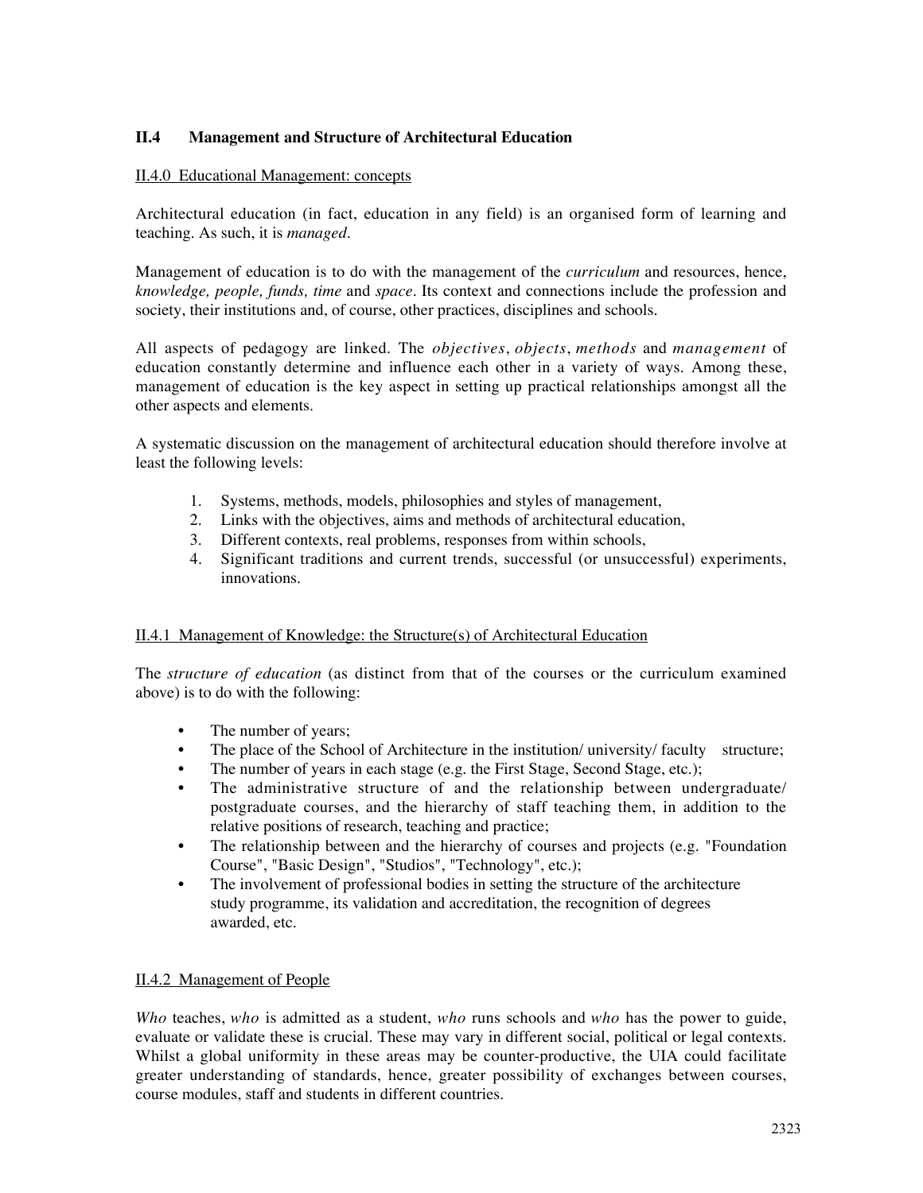## II.4 Management and Structure of Architectural Education

### II.4.0 Educational Management: concepts

Architectural education (in fact, education in any field) is an organised form of learning and teaching. As such, it is *managed*.

Management of education is to do with the management of the *curriculum* and resources, hence, *knowledge, people, funds, time* and *space*. Its context and connections include the profession and society, their institutions and, of course, other practices, disciplines and schools.

All aspects of pedagogy are linked. The *objectives*, *objects*, *methods* and *management* of education constantly determine and influence each other in a variety of ways. Among these, management of education is the key aspect in setting up practical relationships amongst all the other aspects and elements.

A systematic discussion on the management of architectural education should therefore involve at least the following levels:

1. Systems, methods, models, philosophies and styles of management,
2. Links with the objectives, aims and methods of architectural education,
3. Different contexts, real problems, responses from within schools,
4. Significant traditions and current trends, successful (or unsuccessful) experiments, innovations.

### II.4.1 Management of Knowledge: the Structure(s) of Architectural Education

The *structure of education* (as distinct from that of the courses or the curriculum examined above) is to do with the following:

- The number of years;
- The place of the School of Architecture in the institution/ university/ faculty structure;
- The number of years in each stage (e.g. the First Stage, Second Stage, etc.);
- The administrative structure of and the relationship between undergraduate/ postgraduate courses, and the hierarchy of staff teaching them, in addition to the relative positions of research, teaching and practice;
- The relationship between and the hierarchy of courses and projects (e.g. "Foundation Course", "Basic Design", "Studios", "Technology", etc.);
- The involvement of professional bodies in setting the structure of the architecture study programme, its validation and accreditation, the recognition of degrees awarded, etc.

### II.4.2 Management of People

*Who* teaches, *who* is admitted as a student, *who* runs schools and *who* has the power to guide, evaluate or validate these is crucial. These may vary in different social, political or legal contexts. Whilst a global uniformity in these areas may be counter-productive, the UIA could facilitate greater understanding of standards, hence, greater possibility of exchanges between courses, course modules, staff and students in different countries.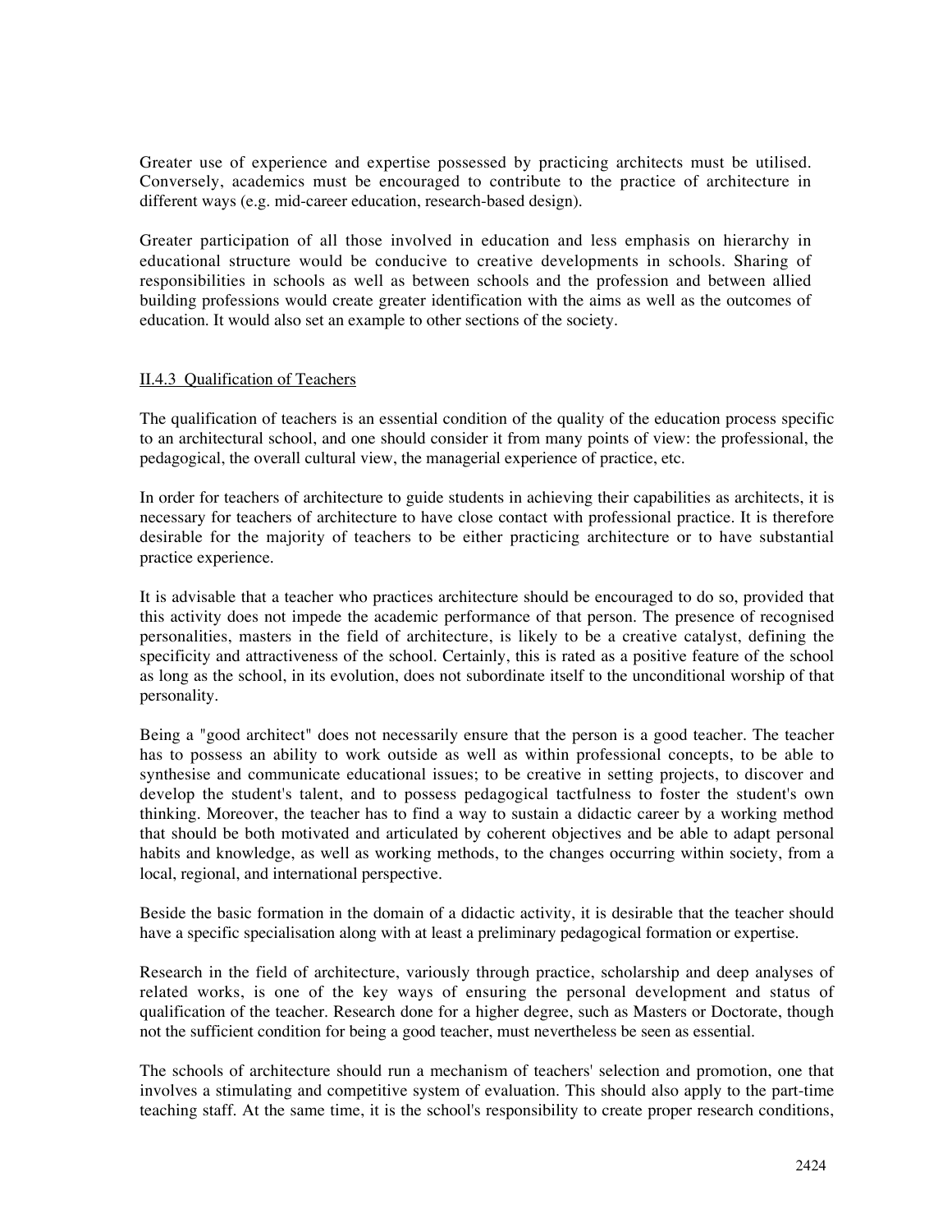Greater use of experience and expertise possessed by practicing architects must be utilised. Conversely, academics must be encouraged to contribute to the practice of architecture in different ways (e.g. mid-career education, research-based design).

Greater participation of all those involved in education and less emphasis on hierarchy in educational structure would be conducive to creative developments in schools. Sharing of responsibilities in schools as well as between schools and the profession and between allied building professions would create greater identification with the aims as well as the outcomes of education. It would also set an example to other sections of the society.

### II.4.3 Qualification of Teachers

The qualification of teachers is an essential condition of the quality of the education process specific to an architectural school, and one should consider it from many points of view: the professional, the pedagogical, the overall cultural view, the managerial experience of practice, etc.

In order for teachers of architecture to guide students in achieving their capabilities as architects, it is necessary for teachers of architecture to have close contact with professional practice. It is therefore desirable for the majority of teachers to be either practicing architecture or to have substantial practice experience.

It is advisable that a teacher who practices architecture should be encouraged to do so, provided that this activity does not impede the academic performance of that person. The presence of recognised personalities, masters in the field of architecture, is likely to be a creative catalyst, defining the specificity and attractiveness of the school. Certainly, this is rated as a positive feature of the school as long as the school, in its evolution, does not subordinate itself to the unconditional worship of that personality.

Being a "good architect" does not necessarily ensure that the person is a good teacher. The teacher has to possess an ability to work outside as well as within professional concepts, to be able to synthesise and communicate educational issues; to be creative in setting projects, to discover and develop the student's talent, and to possess pedagogical tactfulness to foster the student's own thinking. Moreover, the teacher has to find a way to sustain a didactic career by a working method that should be both motivated and articulated by coherent objectives and be able to adapt personal habits and knowledge, as well as working methods, to the changes occurring within society, from a local, regional, and international perspective.

Beside the basic formation in the domain of a didactic activity, it is desirable that the teacher should have a specific specialisation along with at least a preliminary pedagogical formation or expertise.

Research in the field of architecture, variously through practice, scholarship and deep analyses of related works, is one of the key ways of ensuring the personal development and status of qualification of the teacher. Research done for a higher degree, such as Masters or Doctorate, though not the sufficient condition for being a good teacher, must nevertheless be seen as essential.

The schools of architecture should run a mechanism of teachers' selection and promotion, one that involves a stimulating and competitive system of evaluation. This should also apply to the part-time teaching staff. At the same time, it is the school's responsibility to create proper research conditions,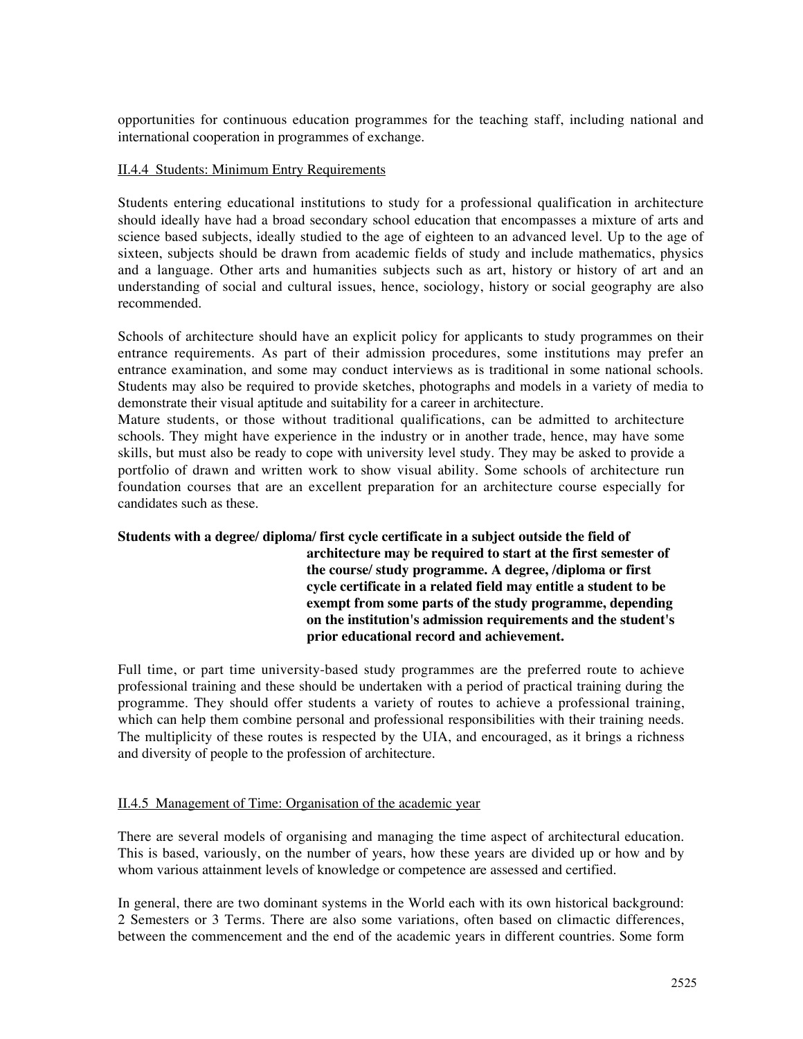opportunities for continuous education programmes for the teaching staff, including national and international cooperation in programmes of exchange.

### II.4.4 Students: Minimum Entry Requirements

Students entering educational institutions to study for a professional qualification in architecture should ideally have had a broad secondary school education that encompasses a mixture of arts and science based subjects, ideally studied to the age of eighteen to an advanced level. Up to the age of sixteen, subjects should be drawn from academic fields of study and include mathematics, physics and a language. Other arts and humanities subjects such as art, history or history of art and an understanding of social and cultural issues, hence, sociology, history or social geography are also recommended.

Schools of architecture should have an explicit policy for applicants to study programmes on their entrance requirements. As part of their admission procedures, some institutions may prefer an entrance examination, and some may conduct interviews as is traditional in some national schools. Students may also be required to provide sketches, photographs and models in a variety of media to demonstrate their visual aptitude and suitability for a career in architecture.

Mature students, or those without traditional qualifications, can be admitted to architecture schools. They might have experience in the industry or in another trade, hence, may have some skills, but must also be ready to cope with university level study. They may be asked to provide a portfolio of drawn and written work to show visual ability. Some schools of architecture run foundation courses that are an excellent preparation for an architecture course especially for candidates such as these.

**Students with a degree/ diploma/ first cycle certificate in a subject outside the field of architecture may be required to start at the first semester of the course/ study programme. A degree, /diploma or first cycle certificate in a related field may entitle a student to be exempt from some parts of the study programme, depending on the institution's admission requirements and the student's prior educational record and achievement.**

Full time, or part time university-based study programmes are the preferred route to achieve professional training and these should be undertaken with a period of practical training during the programme. They should offer students a variety of routes to achieve a professional training, which can help them combine personal and professional responsibilities with their training needs. The multiplicity of these routes is respected by the UIA, and encouraged, as it brings a richness and diversity of people to the profession of architecture.

### II.4.5 Management of Time: Organisation of the academic year

There are several models of organising and managing the time aspect of architectural education. This is based, variously, on the number of years, how these years are divided up or how and by whom various attainment levels of knowledge or competence are assessed and certified.

In general, there are two dominant systems in the World each with its own historical background: 2 Semesters or 3 Terms. There are also some variations, often based on climactic differences, between the commencement and the end of the academic years in different countries. Some form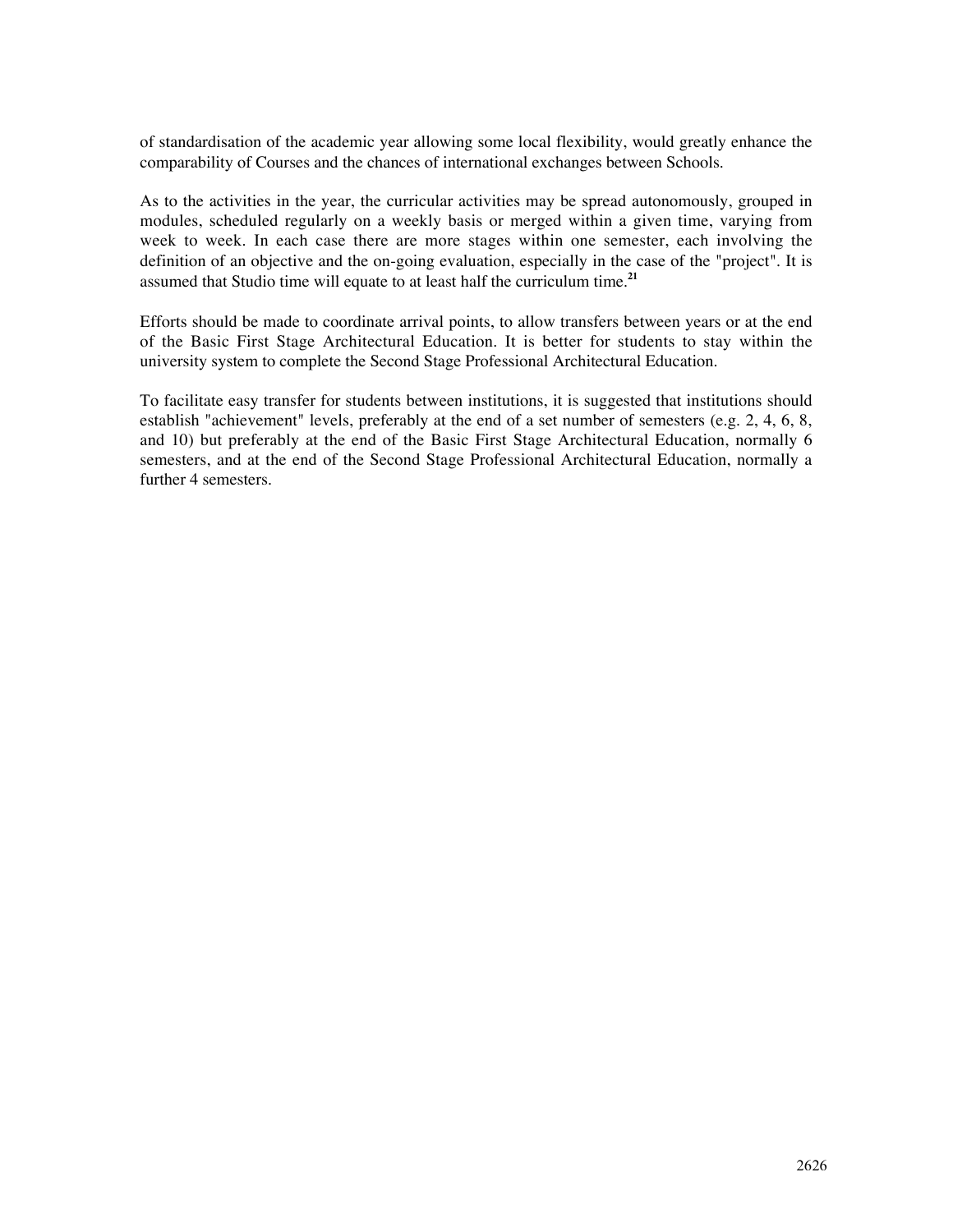of standardisation of the academic year allowing some local flexibility, would greatly enhance the comparability of Courses and the chances of international exchanges between Schools.

As to the activities in the year, the curricular activities may be spread autonomously, grouped in modules, scheduled regularly on a weekly basis or merged within a given time, varying from week to week. In each case there are more stages within one semester, each involving the definition of an objective and the on-going evaluation, especially in the case of the "project". It is assumed that Studio time will equate to at least half the curriculum time.[21]

Efforts should be made to coordinate arrival points, to allow transfers between years or at the end of the Basic First Stage Architectural Education. It is better for students to stay within the university system to complete the Second Stage Professional Architectural Education.

To facilitate easy transfer for students between institutions, it is suggested that institutions should establish "achievement" levels, preferably at the end of a set number of semesters (e.g. 2, 4, 6, 8, and 10) but preferably at the end of the Basic First Stage Architectural Education, normally 6 semesters, and at the end of the Second Stage Professional Architectural Education, normally a further 4 semesters.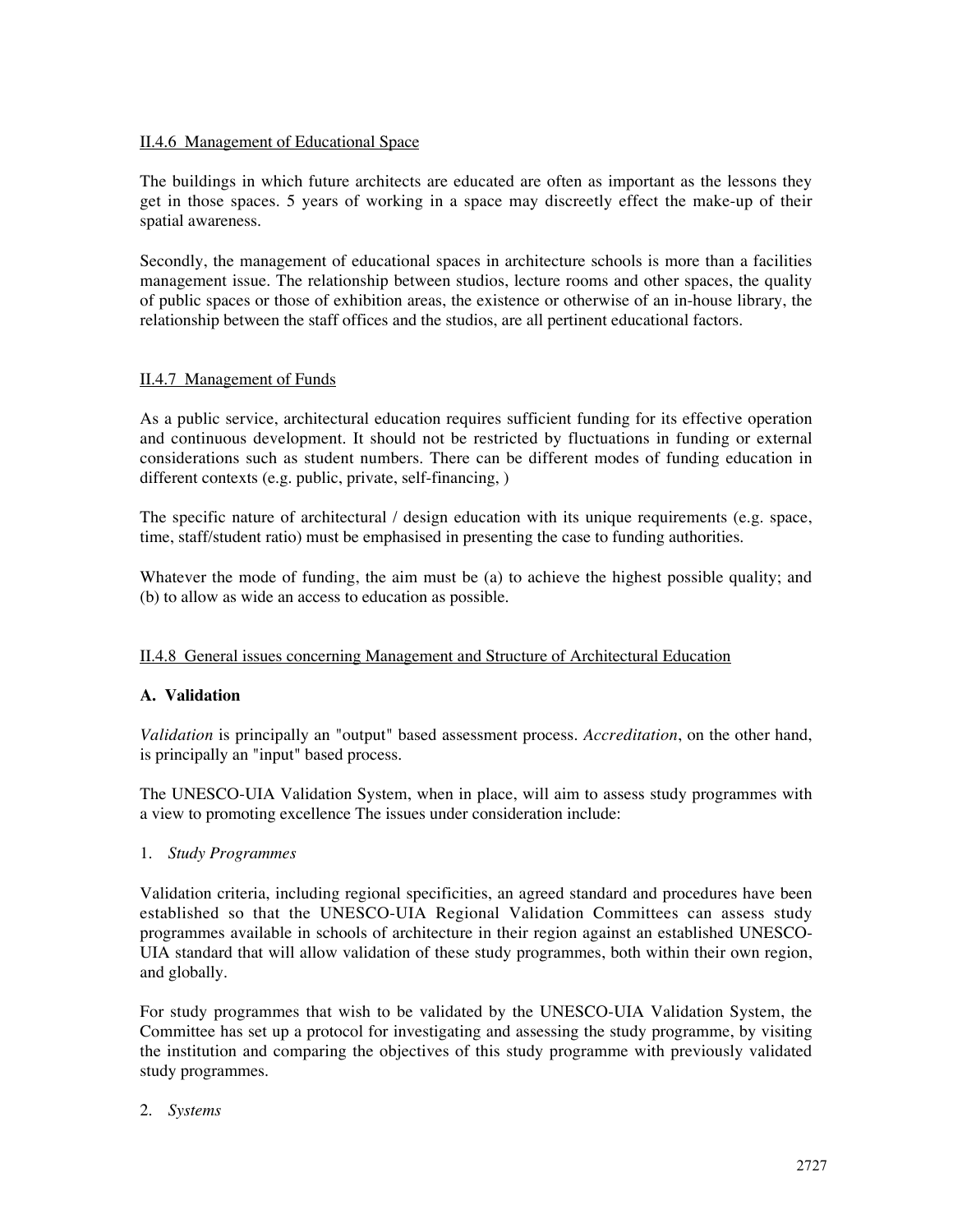II.4.6 Management of Educational Space

The buildings in which future architects are educated are often as important as the lessons they get in those spaces. 5 years of working in a space may discreetly effect the make-up of their spatial awareness.

Secondly, the management of educational spaces in architecture schools is more than a facilities management issue. The relationship between studios, lecture rooms and other spaces, the quality of public spaces or those of exhibition areas, the existence or otherwise of an in-house library, the relationship between the staff offices and the studios, are all pertinent educational factors.

II.4.7 Management of Funds

As a public service, architectural education requires sufficient funding for its effective operation and continuous development. It should not be restricted by fluctuations in funding or external considerations such as student numbers. There can be different modes of funding education in different contexts (e.g. public, private, self-financing, )

The specific nature of architectural / design education with its unique requirements (e.g. space, time, staff/student ratio) must be emphasised in presenting the case to funding authorities.

Whatever the mode of funding, the aim must be (a) to achieve the highest possible quality; and (b) to allow as wide an access to education as possible.

II.4.8 General issues concerning Management and Structure of Architectural Education

**A. Validation**

*Validation* is principally an "output" based assessment process. *Accreditation*, on the other hand, is principally an "input" based process.

The UNESCO-UIA Validation System, when in place, will aim to assess study programmes with a view to promoting excellence The issues under consideration include:

1. *Study Programmes*

Validation criteria, including regional specificities, an agreed standard and procedures have been established so that the UNESCO-UIA Regional Validation Committees can assess study programmes available in schools of architecture in their region against an established UNESCO-UIA standard that will allow validation of these study programmes, both within their own region, and globally.

For study programmes that wish to be validated by the UNESCO-UIA Validation System, the Committee has set up a protocol for investigating and assessing the study programme, by visiting the institution and comparing the objectives of this study programme with previously validated study programmes.

2. *Systems*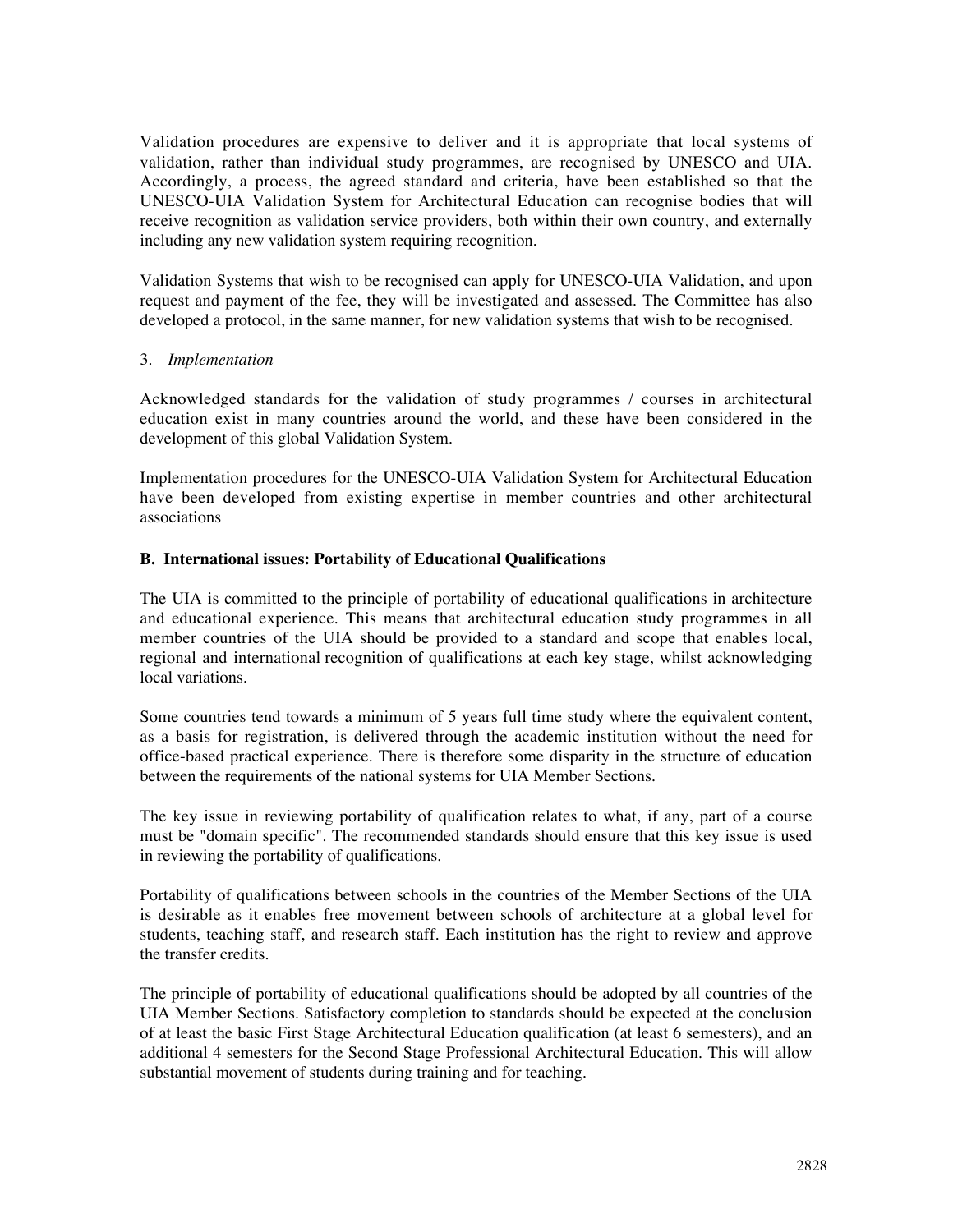Validation procedures are expensive to deliver and it is appropriate that local systems of validation, rather than individual study programmes, are recognised by UNESCO and UIA. Accordingly, a process, the agreed standard and criteria, have been established so that the UNESCO-UIA Validation System for Architectural Education can recognise bodies that will receive recognition as validation service providers, both within their own country, and externally including any new validation system requiring recognition.

Validation Systems that wish to be recognised can apply for UNESCO-UIA Validation, and upon request and payment of the fee, they will be investigated and assessed. The Committee has also developed a protocol, in the same manner, for new validation systems that wish to be recognised.

3. *Implementation*

Acknowledged standards for the validation of study programmes / courses in architectural education exist in many countries around the world, and these have been considered in the development of this global Validation System.

Implementation procedures for the UNESCO-UIA Validation System for Architectural Education have been developed from existing expertise in member countries and other architectural associations

### B. International issues: Portability of Educational Qualifications

The UIA is committed to the principle of portability of educational qualifications in architecture and educational experience. This means that architectural education study programmes in all member countries of the UIA should be provided to a standard and scope that enables local, regional and international recognition of qualifications at each key stage, whilst acknowledging local variations.

Some countries tend towards a minimum of 5 years full time study where the equivalent content, as a basis for registration, is delivered through the academic institution without the need for office-based practical experience. There is therefore some disparity in the structure of education between the requirements of the national systems for UIA Member Sections.

The key issue in reviewing portability of qualification relates to what, if any, part of a course must be "domain specific". The recommended standards should ensure that this key issue is used in reviewing the portability of qualifications.

Portability of qualifications between schools in the countries of the Member Sections of the UIA is desirable as it enables free movement between schools of architecture at a global level for students, teaching staff, and research staff. Each institution has the right to review and approve the transfer credits.

The principle of portability of educational qualifications should be adopted by all countries of the UIA Member Sections. Satisfactory completion to standards should be expected at the conclusion of at least the basic First Stage Architectural Education qualification (at least 6 semesters), and an additional 4 semesters for the Second Stage Professional Architectural Education. This will allow substantial movement of students during training and for teaching.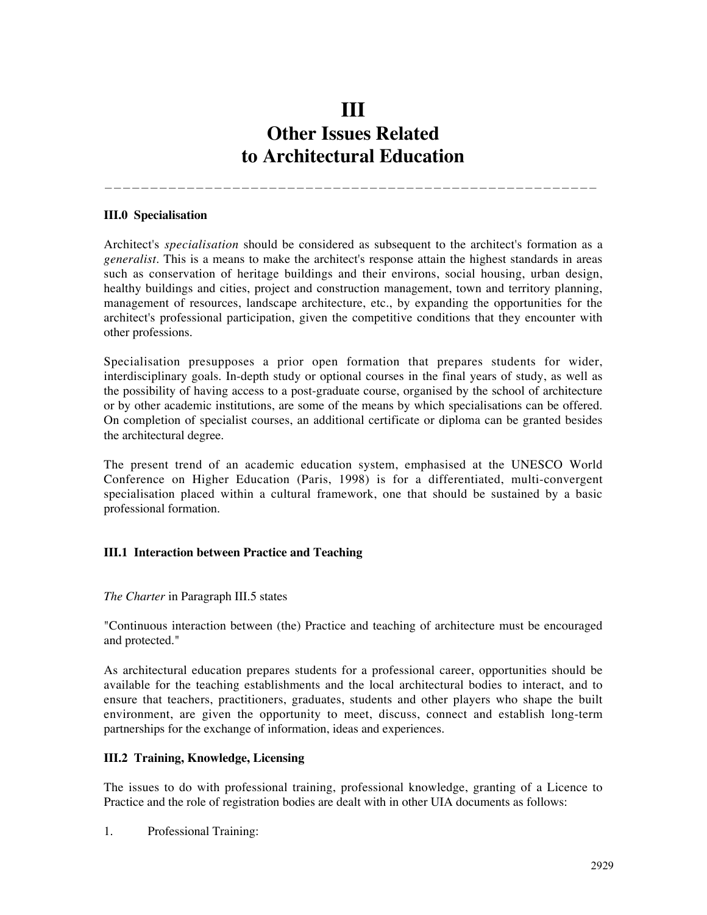# III
# Other Issues Related to Architectural Education

---

### III.0 Specialisation

Architect's *specialisation* should be considered as subsequent to the architect's formation as a *generalist*. This is a means to make the architect's response attain the highest standards in areas such as conservation of heritage buildings and their environs, social housing, urban design, healthy buildings and cities, project and construction management, town and territory planning, management of resources, landscape architecture, etc., by expanding the opportunities for the architect's professional participation, given the competitive conditions that they encounter with other professions.

Specialisation presupposes a prior open formation that prepares students for wider, interdisciplinary goals. In-depth study or optional courses in the final years of study, as well as the possibility of having access to a post-graduate course, organised by the school of architecture or by other academic institutions, are some of the means by which specialisations can be offered. On completion of specialist courses, an additional certificate or diploma can be granted besides the architectural degree.

The present trend of an academic education system, emphasised at the UNESCO World Conference on Higher Education (Paris, 1998) is for a differentiated, multi-convergent specialisation placed within a cultural framework, one that should be sustained by a basic professional formation.

### III.1 Interaction between Practice and Teaching

*The Charter* in Paragraph III.5 states

"Continuous interaction between (the) Practice and teaching of architecture must be encouraged and protected."

As architectural education prepares students for a professional career, opportunities should be available for the teaching establishments and the local architectural bodies to interact, and to ensure that teachers, practitioners, graduates, students and other players who shape the built environment, are given the opportunity to meet, discuss, connect and establish long-term partnerships for the exchange of information, ideas and experiences.

### III.2 Training, Knowledge, Licensing

The issues to do with professional training, professional knowledge, granting of a Licence to Practice and the role of registration bodies are dealt with in other UIA documents as follows:

1. Professional Training: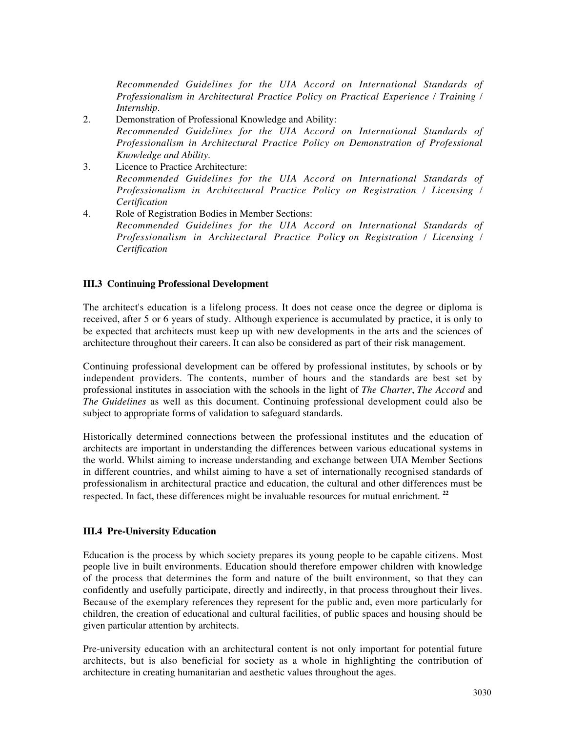*Recommended Guidelines for the UIA Accord on International Standards of Professionalism in Architectural Practice Policy on Practical Experience / Training / Internship.*

2. Demonstration of Professional Knowledge and Ability:
   *Recommended Guidelines for the UIA Accord on International Standards of Professionalism in Architectural Practice Policy on Demonstration of Professional Knowledge and Ability.*
3. Licence to Practice Architecture:
   *Recommended Guidelines for the UIA Accord on International Standards of Professionalism in Architectural Practice Policy on Registration / Licensing / Certification*
4. Role of Registration Bodies in Member Sections:
   *Recommended Guidelines for the UIA Accord on International Standards of Professionalism in Architectural Practice Policy on Registration / Licensing / Certification*

### III.3 Continuing Professional Development

The architect's education is a lifelong process. It does not cease once the degree or diploma is received, after 5 or 6 years of study. Although experience is accumulated by practice, it is only to be expected that architects must keep up with new developments in the arts and the sciences of architecture throughout their careers. It can also be considered as part of their risk management.

Continuing professional development can be offered by professional institutes, by schools or by independent providers. The contents, number of hours and the standards are best set by professional institutes in association with the schools in the light of *The Charter*, *The Accord* and *The Guidelines* as well as this document. Continuing professional development could also be subject to appropriate forms of validation to safeguard standards.

Historically determined connections between the professional institutes and the education of architects are important in understanding the differences between various educational systems in the world. Whilst aiming to increase understanding and exchange between UIA Member Sections in different countries, and whilst aiming to have a set of internationally recognised standards of professionalism in architectural practice and education, the cultural and other differences must be respected. In fact, these differences might be invaluable resources for mutual enrichment. [22]

### III.4 Pre-University Education

Education is the process by which society prepares its young people to be capable citizens. Most people live in built environments. Education should therefore empower children with knowledge of the process that determines the form and nature of the built environment, so that they can confidently and usefully participate, directly and indirectly, in that process throughout their lives. Because of the exemplary references they represent for the public and, even more particularly for children, the creation of educational and cultural facilities, of public spaces and housing should be given particular attention by architects.

Pre-university education with an architectural content is not only important for potential future architects, but is also beneficial for society as a whole in highlighting the contribution of architecture in creating humanitarian and aesthetic values throughout the ages.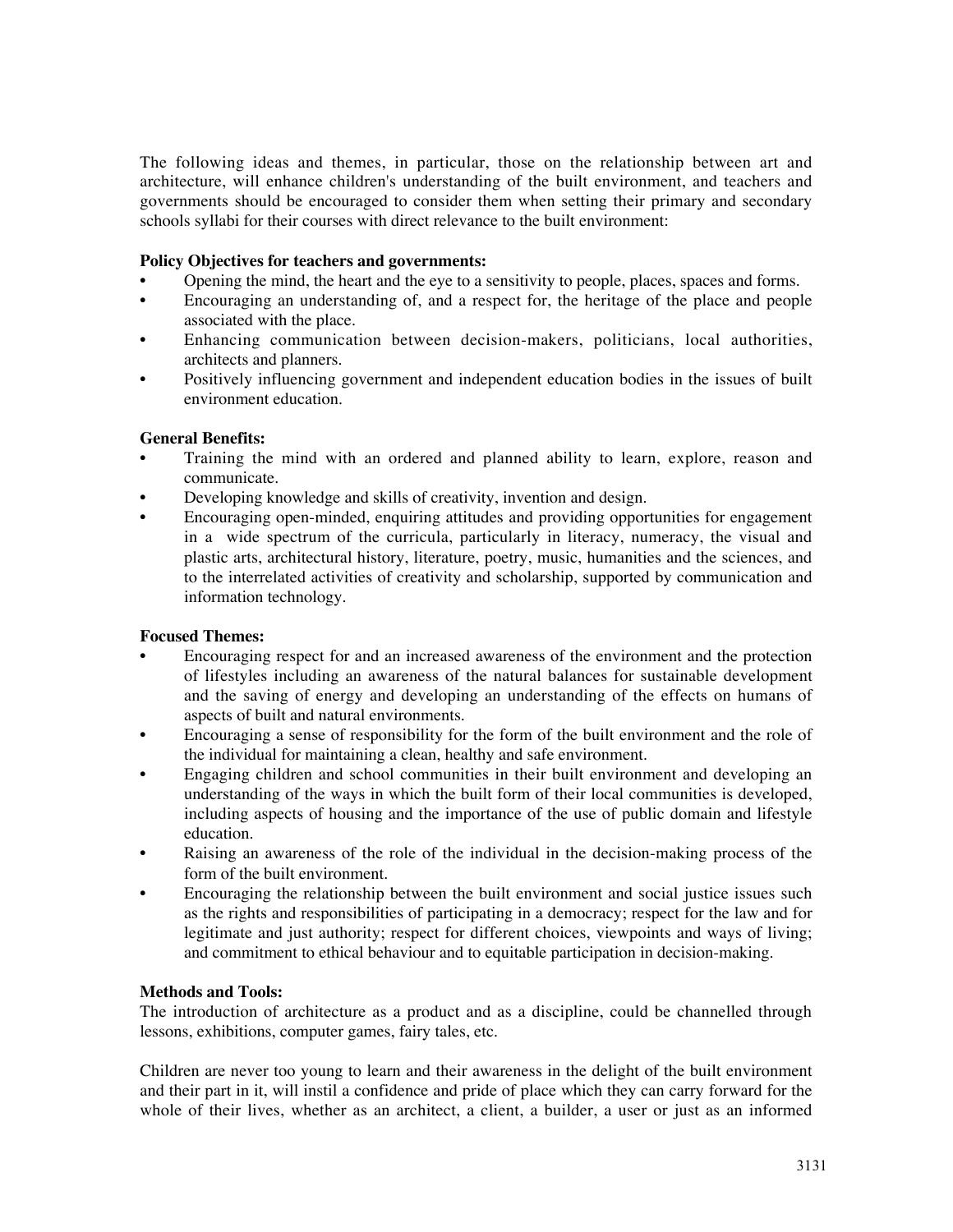The following ideas and themes, in particular, those on the relationship between art and architecture, will enhance children's understanding of the built environment, and teachers and governments should be encouraged to consider them when setting their primary and secondary schools syllabi for their courses with direct relevance to the built environment:

**Policy Objectives for teachers and governments:**

- Opening the mind, the heart and the eye to a sensitivity to people, places, spaces and forms.
- Encouraging an understanding of, and a respect for, the heritage of the place and people associated with the place.
- Enhancing communication between decision-makers, politicians, local authorities, architects and planners.
- Positively influencing government and independent education bodies in the issues of built environment education.

**General Benefits:**

- Training the mind with an ordered and planned ability to learn, explore, reason and communicate.
- Developing knowledge and skills of creativity, invention and design.
- Encouraging open-minded, enquiring attitudes and providing opportunities for engagement in a wide spectrum of the curricula, particularly in literacy, numeracy, the visual and plastic arts, architectural history, literature, poetry, music, humanities and the sciences, and to the interrelated activities of creativity and scholarship, supported by communication and information technology.

**Focused Themes:**

- Encouraging respect for and an increased awareness of the environment and the protection of lifestyles including an awareness of the natural balances for sustainable development and the saving of energy and developing an understanding of the effects on humans of aspects of built and natural environments.
- Encouraging a sense of responsibility for the form of the built environment and the role of the individual for maintaining a clean, healthy and safe environment.
- Engaging children and school communities in their built environment and developing an understanding of the ways in which the built form of their local communities is developed, including aspects of housing and the importance of the use of public domain and lifestyle education.
- Raising an awareness of the role of the individual in the decision-making process of the form of the built environment.
- Encouraging the relationship between the built environment and social justice issues such as the rights and responsibilities of participating in a democracy; respect for the law and for legitimate and just authority; respect for different choices, viewpoints and ways of living; and commitment to ethical behaviour and to equitable participation in decision-making.

**Methods and Tools:**

The introduction of architecture as a product and as a discipline, could be channelled through lessons, exhibitions, computer games, fairy tales, etc.

Children are never too young to learn and their awareness in the delight of the built environment and their part in it, will instil a confidence and pride of place which they can carry forward for the whole of their lives, whether as an architect, a client, a builder, a user or just as an informed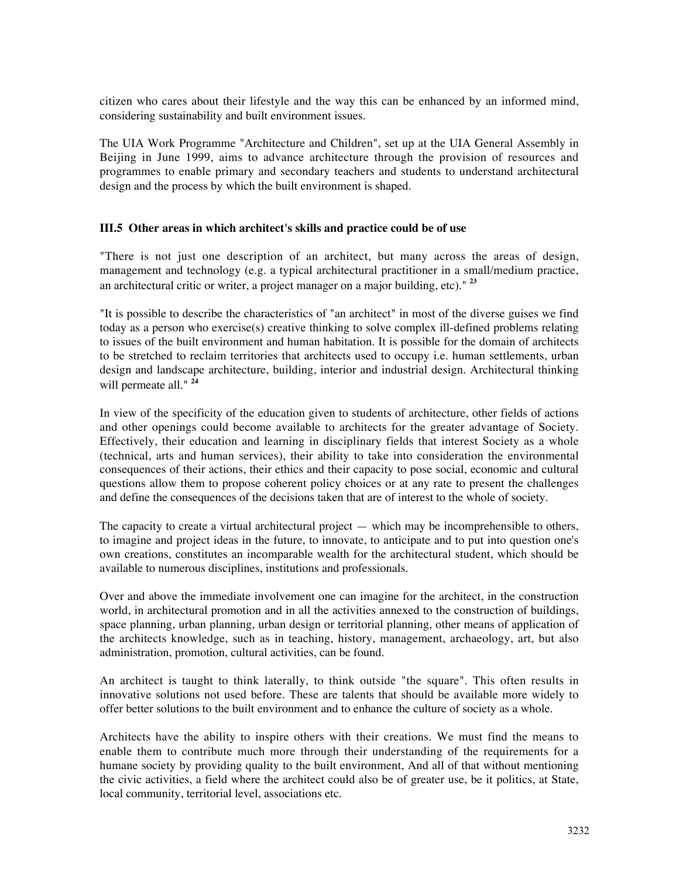citizen who cares about their lifestyle and the way this can be enhanced by an informed mind, considering sustainability and built environment issues.

The UIA Work Programme "Architecture and Children", set up at the UIA General Assembly in Beijing in June 1999, aims to advance architecture through the provision of resources and programmes to enable primary and secondary teachers and students to understand architectural design and the process by which the built environment is shaped.

### III.5 Other areas in which architect's skills and practice could be of use

"There is not just one description of an architect, but many across the areas of design, management and technology (e.g. a typical architectural practitioner in a small/medium practice, an architectural critic or writer, a project manager on a major building, etc)." [23]

"It is possible to describe the characteristics of "an architect" in most of the diverse guises we find today as a person who exercise(s) creative thinking to solve complex ill-defined problems relating to issues of the built environment and human habitation. It is possible for the domain of architects to be stretched to reclaim territories that architects used to occupy i.e. human settlements, urban design and landscape architecture, building, interior and industrial design. Architectural thinking will permeate all." [24]

In view of the specificity of the education given to students of architecture, other fields of actions and other openings could become available to architects for the greater advantage of Society. Effectively, their education and learning in disciplinary fields that interest Society as a whole (technical, arts and human services), their ability to take into consideration the environmental consequences of their actions, their ethics and their capacity to pose social, economic and cultural questions allow them to propose coherent policy choices or at any rate to present the challenges and define the consequences of the decisions taken that are of interest to the whole of society.

The capacity to create a virtual architectural project — which may be incomprehensible to others, to imagine and project ideas in the future, to innovate, to anticipate and to put into question one's own creations, constitutes an incomparable wealth for the architectural student, which should be available to numerous disciplines, institutions and professionals.

Over and above the immediate involvement one can imagine for the architect, in the construction world, in architectural promotion and in all the activities annexed to the construction of buildings, space planning, urban planning, urban design or territorial planning, other means of application of the architects knowledge, such as in teaching, history, management, archaeology, art, but also administration, promotion, cultural activities, can be found.

An architect is taught to think laterally, to think outside "the square". This often results in innovative solutions not used before. These are talents that should be available more widely to offer better solutions to the built environment and to enhance the culture of society as a whole.

Architects have the ability to inspire others with their creations. We must find the means to enable them to contribute much more through their understanding of the requirements for a humane society by providing quality to the built environment, And all of that without mentioning the civic activities, a field where the architect could also be of greater use, be it politics, at State, local community, territorial level, associations etc.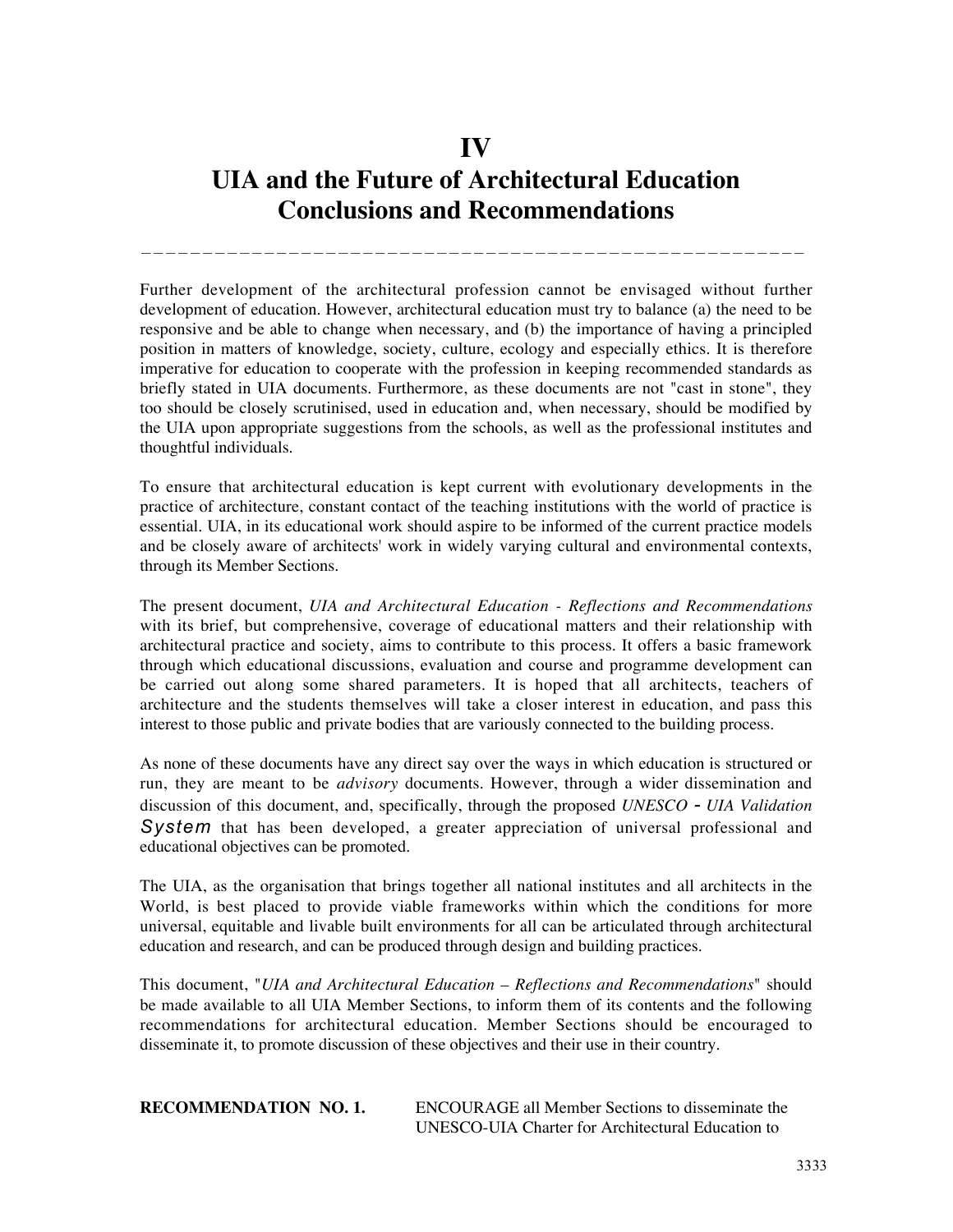# IV
# UIA and the Future of Architectural Education Conclusions and Recommendations

---

Further development of the architectural profession cannot be envisaged without further development of education. However, architectural education must try to balance (a) the need to be responsive and be able to change when necessary, and (b) the importance of having a principled position in matters of knowledge, society, culture, ecology and especially ethics. It is therefore imperative for education to cooperate with the profession in keeping recommended standards as briefly stated in UIA documents. Furthermore, as these documents are not "cast in stone", they too should be closely scrutinised, used in education and, when necessary, should be modified by the UIA upon appropriate suggestions from the schools, as well as the professional institutes and thoughtful individuals.

To ensure that architectural education is kept current with evolutionary developments in the practice of architecture, constant contact of the teaching institutions with the world of practice is essential. UIA, in its educational work should aspire to be informed of the current practice models and be closely aware of architects' work in widely varying cultural and environmental contexts, through its Member Sections.

The present document, *UIA and Architectural Education - Reflections and Recommendations* with its brief, but comprehensive, coverage of educational matters and their relationship with architectural practice and society, aims to contribute to this process. It offers a basic framework through which educational discussions, evaluation and course and programme development can be carried out along some shared parameters. It is hoped that all architects, teachers of architecture and the students themselves will take a closer interest in education, and pass this interest to those public and private bodies that are variously connected to the building process.

As none of these documents have any direct say over the ways in which education is structured or run, they are meant to be *advisory* documents. However, through a wider dissemination and discussion of this document, and, specifically, through the proposed *UNESCO - UIA Validation System* that has been developed, a greater appreciation of universal professional and educational objectives can be promoted.

The UIA, as the organisation that brings together all national institutes and all architects in the World, is best placed to provide viable frameworks within which the conditions for more universal, equitable and livable built environments for all can be articulated through architectural education and research, and can be produced through design and building practices.

This document, "*UIA and Architectural Education – Reflections and Recommendations*" should be made available to all UIA Member Sections, to inform them of its contents and the following recommendations for architectural education. Member Sections should be encouraged to disseminate it, to promote discussion of these objectives and their use in their country.

**RECOMMENDATION NO. 1.** ENCOURAGE all Member Sections to disseminate the UNESCO-UIA Charter for Architectural Education to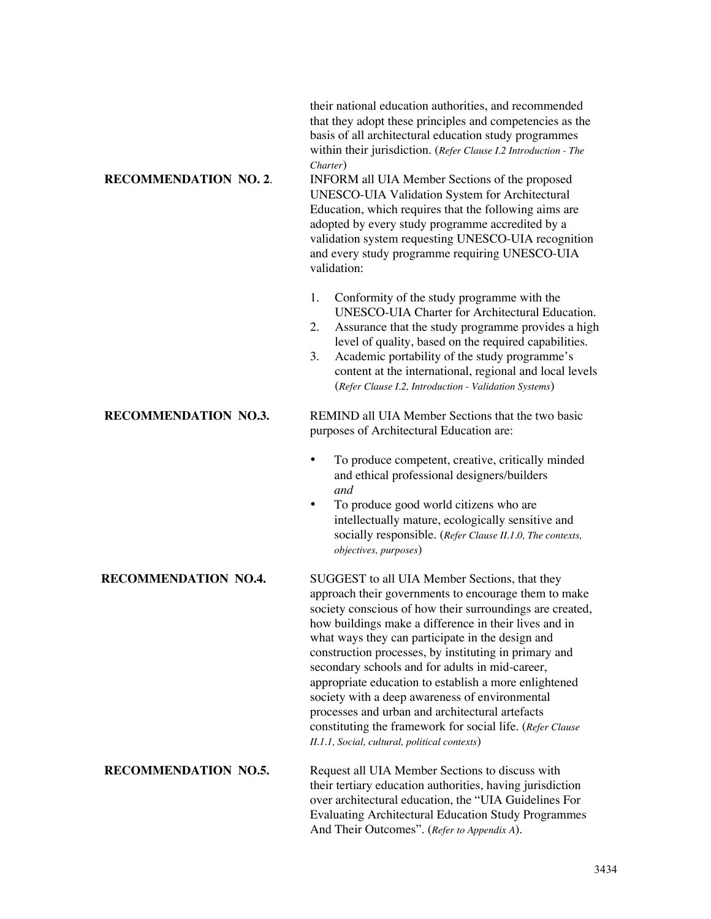their national education authorities, and recommended that they adopt these principles and competencies as the basis of all architectural education study programmes within their jurisdiction. (*Refer Clause I.2 Introduction - The Charter*)

**RECOMMENDATION NO. 2.** INFORM all UIA Member Sections of the proposed UNESCO-UIA Validation System for Architectural Education, which requires that the following aims are adopted by every study programme accredited by a validation system requesting UNESCO-UIA recognition and every study programme requiring UNESCO-UIA validation:

1. Conformity of the study programme with the UNESCO-UIA Charter for Architectural Education.
2. Assurance that the study programme provides a high level of quality, based on the required capabilities.
3. Academic portability of the study programme's content at the international, regional and local levels (*Refer Clause I.2, Introduction - Validation Systems*)

**RECOMMENDATION NO.3.** REMIND all UIA Member Sections that the two basic purposes of Architectural Education are:

- To produce competent, creative, critically minded and ethical professional designers/builders
  *and*
- To produce good world citizens who are intellectually mature, ecologically sensitive and socially responsible. (*Refer Clause II.1.0, The contexts, objectives, purposes*)

**RECOMMENDATION NO.4.** SUGGEST to all UIA Member Sections, that they approach their governments to encourage them to make society conscious of how their surroundings are created, how buildings make a difference in their lives and in what ways they can participate in the design and construction processes, by instituting in primary and secondary schools and for adults in mid-career, appropriate education to establish a more enlightened society with a deep awareness of environmental processes and urban and architectural artefacts constituting the framework for social life. (*Refer Clause II.1.1, Social, cultural, political contexts*)

**RECOMMENDATION NO.5.** Request all UIA Member Sections to discuss with their tertiary education authorities, having jurisdiction over architectural education, the "UIA Guidelines For Evaluating Architectural Education Study Programmes And Their Outcomes". (*Refer to Appendix A*).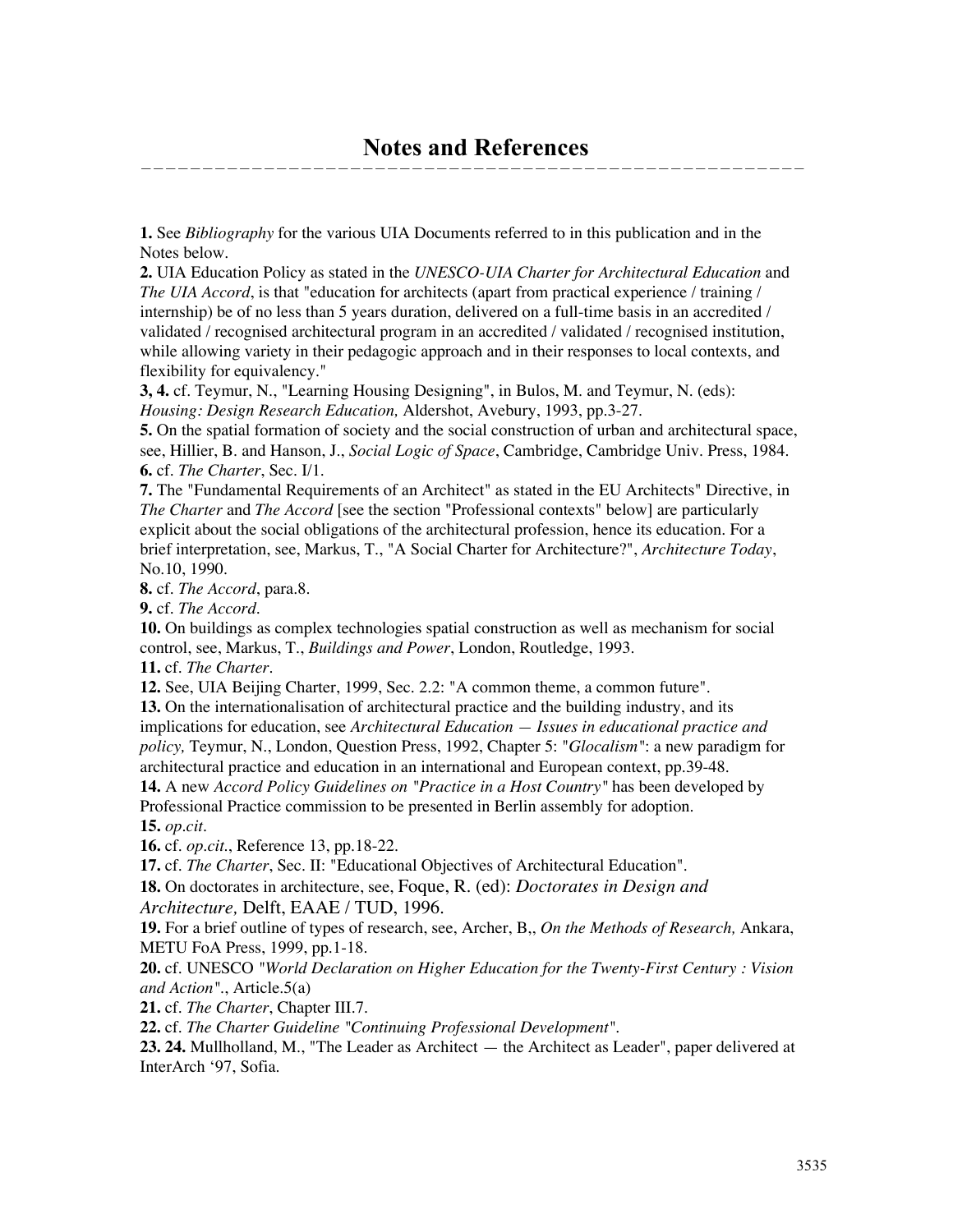# Notes and References

**1.** See *Bibliography* for the various UIA Documents referred to in this publication and in the Notes below.
**2.** UIA Education Policy as stated in the *UNESCO-UIA Charter for Architectural Education* and *The UIA Accord*, is that "education for architects (apart from practical experience / training / internship) be of no less than 5 years duration, delivered on a full-time basis in an accredited / validated / recognised architectural program in an accredited / validated / recognised institution, while allowing variety in their pedagogic approach and in their responses to local contexts, and flexibility for equivalency."
**3, 4.** cf. Teymur, N., "Learning Housing Designing", in Bulos, M. and Teymur, N. (eds): *Housing: Design Research Education,* Aldershot, Avebury, 1993, pp.3-27.
**5.** On the spatial formation of society and the social construction of urban and architectural space, see, Hillier, B. and Hanson, J., *Social Logic of Space*, Cambridge, Cambridge Univ. Press, 1984.
**6.** cf. *The Charter*, Sec. I/1.
**7.** The "Fundamental Requirements of an Architect" as stated in the EU Architects" Directive, in *The Charter* and *The Accord* [see the section "Professional contexts" below] are particularly explicit about the social obligations of the architectural profession, hence its education. For a brief interpretation, see, Markus, T., "A Social Charter for Architecture?", *Architecture Today*, No.10, 1990.
**8.** cf. *The Accord*, para.8.
**9.** cf. *The Accord*.
**10.** On buildings as complex technologies spatial construction as well as mechanism for social control, see, Markus, T., *Buildings and Power*, London, Routledge, 1993.
**11.** cf. *The Charter*.
**12.** See, UIA Beijing Charter, 1999, Sec. 2.2: "A common theme, a common future".
**13.** On the internationalisation of architectural practice and the building industry, and its implications for education, see *Architectural Education — Issues in educational practice and policy,* Teymur, N., London, Question Press, 1992, Chapter 5: "*Glocalism*": a new paradigm for architectural practice and education in an international and European context, pp.39-48.
**14.** A new *Accord Policy Guidelines on "Practice in a Host Country"* has been developed by Professional Practice commission to be presented in Berlin assembly for adoption.
**15.** *op.cit*.
**16.** cf. *op.cit*., Reference 13, pp.18-22.
**17.** cf. *The Charter*, Sec. II: "Educational Objectives of Architectural Education".
**18.** On doctorates in architecture, see, Foque, R. (ed): *Doctorates in Design and Architecture,* Delft, EAAE / TUD, 1996.
**19.** For a brief outline of types of research, see, Archer, B,, *On the Methods of Research,* Ankara, METU FoA Press, 1999, pp.1-18.
**20.** cf. UNESCO *"World Declaration on Higher Education for the Twenty-First Century : Vision and Action"*., Article.5(a)
**21.** cf. *The Charter*, Chapter III.7.
**22.** cf. *The Charter Guideline "Continuing Professional Development"*.
**23. 24.** Mullholland, M., "The Leader as Architect — the Architect as Leader", paper delivered at InterArch '97, Sofia.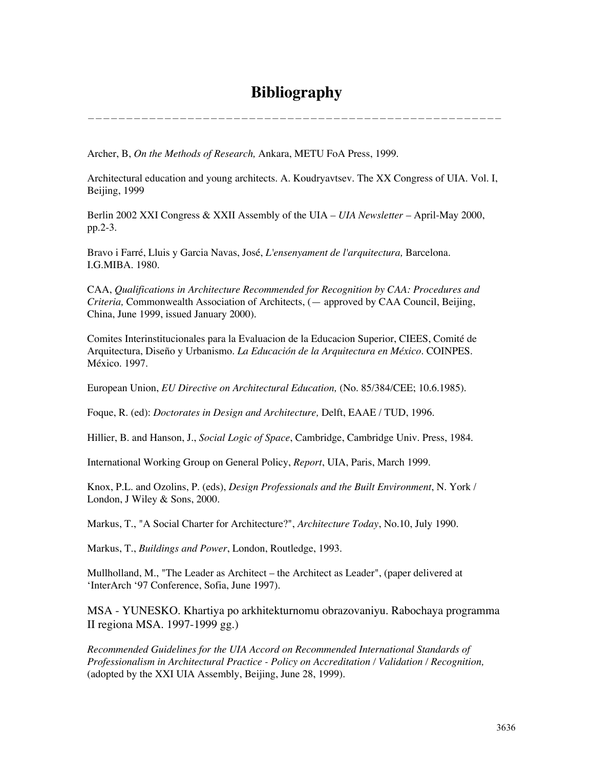# Bibliography

Archer, B, *On the Methods of Research,* Ankara, METU FoA Press, 1999.

Architectural education and young architects. A. Koudryavtsev. The XX Congress of UIA. Vol. I, Beijing, 1999

Berlin 2002 XXI Congress & XXII Assembly of the UIA – *UIA Newsletter* – April-May 2000, pp.2-3.

Bravo i Farré, Lluis y Garcia Navas, José, *L'ensenyament de l'arquitectura,* Barcelona. I.G.MIBA. 1980.

CAA, *Qualifications in Architecture Recommended for Recognition by CAA: Procedures and Criteria,* Commonwealth Association of Architects, (— approved by CAA Council, Beijing, China, June 1999, issued January 2000).

Comites Interinstitucionales para la Evaluacion de la Educacion Superior, CIEES, Comité de Arquitectura, Diseño y Urbanismo. *La Educación de la Arquitectura en México*. COINPES. México. 1997.

European Union, *EU Directive on Architectural Education,* (No. 85/384/CEE; 10.6.1985).

Foque, R. (ed): *Doctorates in Design and Architecture,* Delft, EAAE / TUD, 1996.

Hillier, B. and Hanson, J., *Social Logic of Space*, Cambridge, Cambridge Univ. Press, 1984.

International Working Group on General Policy, *Report*, UIA, Paris, March 1999.

Knox, P.L. and Ozolins, P. (eds), *Design Professionals and the Built Environment*, N. York / London, J Wiley & Sons, 2000.

Markus, T., "A Social Charter for Architecture?", *Architecture Today*, No.10, July 1990.

Markus, T., *Buildings and Power*, London, Routledge, 1993.

Mullholland, M., "The Leader as Architect – the Architect as Leader", (paper delivered at 'InterArch '97 Conference, Sofia, June 1997).

MSA - YUNESKO. Khartiya po arkhitekturnomu obrazovaniyu. Rabochaya programma II regiona MSA. 1997-1999 gg.)

*Recommended Guidelines for the UIA Accord on Recommended International Standards of Professionalism in Architectural Practice - Policy on Accreditation / Validation / Recognition,* (adopted by the XXI UIA Assembly, Beijing, June 28, 1999).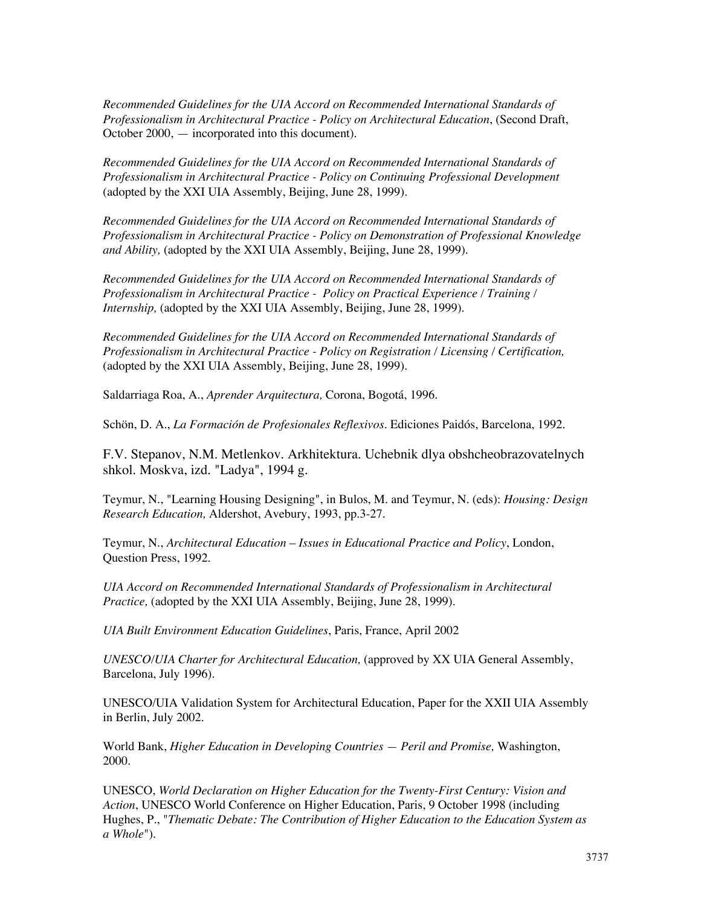*Recommended Guidelines for the UIA Accord on Recommended International Standards of Professionalism in Architectural Practice - Policy on Architectural Education*, (Second Draft, October 2000, — incorporated into this document).

*Recommended Guidelines for the UIA Accord on Recommended International Standards of Professionalism in Architectural Practice - Policy on Continuing Professional Development* (adopted by the XXI UIA Assembly, Beijing, June 28, 1999).

*Recommended Guidelines for the UIA Accord on Recommended International Standards of Professionalism in Architectural Practice - Policy on Demonstration of Professional Knowledge and Ability,* (adopted by the XXI UIA Assembly, Beijing, June 28, 1999).

*Recommended Guidelines for the UIA Accord on Recommended International Standards of Professionalism in Architectural Practice - Policy on Practical Experience / Training / Internship,* (adopted by the XXI UIA Assembly, Beijing, June 28, 1999).

*Recommended Guidelines for the UIA Accord on Recommended International Standards of Professionalism in Architectural Practice - Policy on Registration / Licensing / Certification,* (adopted by the XXI UIA Assembly, Beijing, June 28, 1999).

Saldarriaga Roa, A., *Aprender Arquitectura,* Corona, Bogotá, 1996.

Schön, D. A., *La Formación de Profesionales Reflexivos*. Ediciones Paidós, Barcelona, 1992.

F.V. Stepanov, N.M. Metlenkov. Arkhitektura. Uchebnik dlya obshcheobrazovatelnych shkol. Moskva, izd. "Ladya", 1994 g.

Teymur, N., "Learning Housing Designing", in Bulos, M. and Teymur, N. (eds): *Housing: Design Research Education,* Aldershot, Avebury, 1993, pp.3-27.

Teymur, N., *Architectural Education – Issues in Educational Practice and Policy*, London, Question Press, 1992.

*UIA Accord on Recommended International Standards of Professionalism in Architectural Practice,* (adopted by the XXI UIA Assembly, Beijing, June 28, 1999).

*UIA Built Environment Education Guidelines*, Paris, France, April 2002

*UNESCO/UIA Charter for Architectural Education,* (approved by XX UIA General Assembly, Barcelona, July 1996).

UNESCO/UIA Validation System for Architectural Education, Paper for the XXII UIA Assembly in Berlin, July 2002.

World Bank, *Higher Education in Developing Countries — Peril and Promise,* Washington, 2000.

UNESCO, *World Declaration on Higher Education for the Twenty-First Century: Vision and Action*, UNESCO World Conference on Higher Education, Paris, 9 October 1998 (including Hughes, P., "*Thematic Debate: The Contribution of Higher Education to the Education System as a Whole*").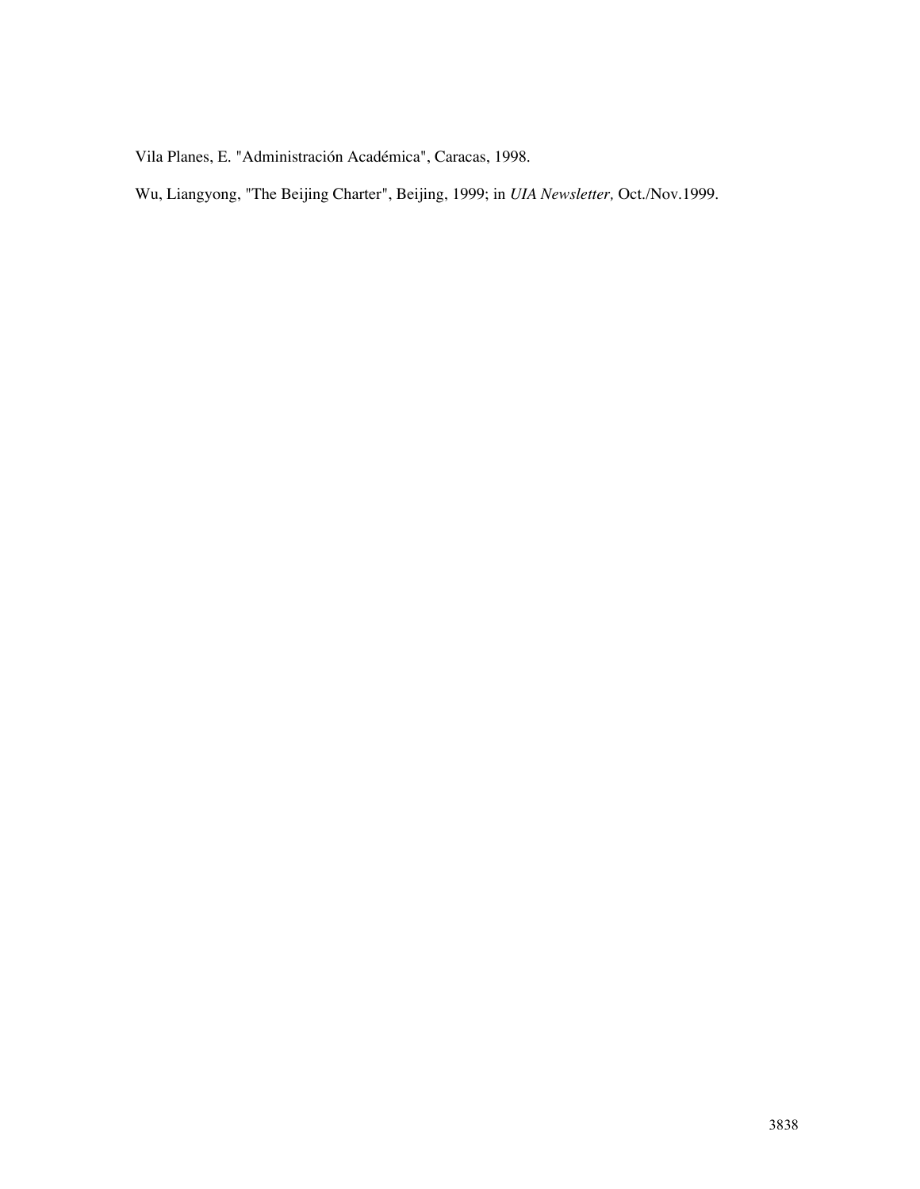Vila Planes, E. "Administración Académica", Caracas, 1998.

Wu, Liangyong, "The Beijing Charter", Beijing, 1999; in *UIA Newsletter,* Oct./Nov.1999.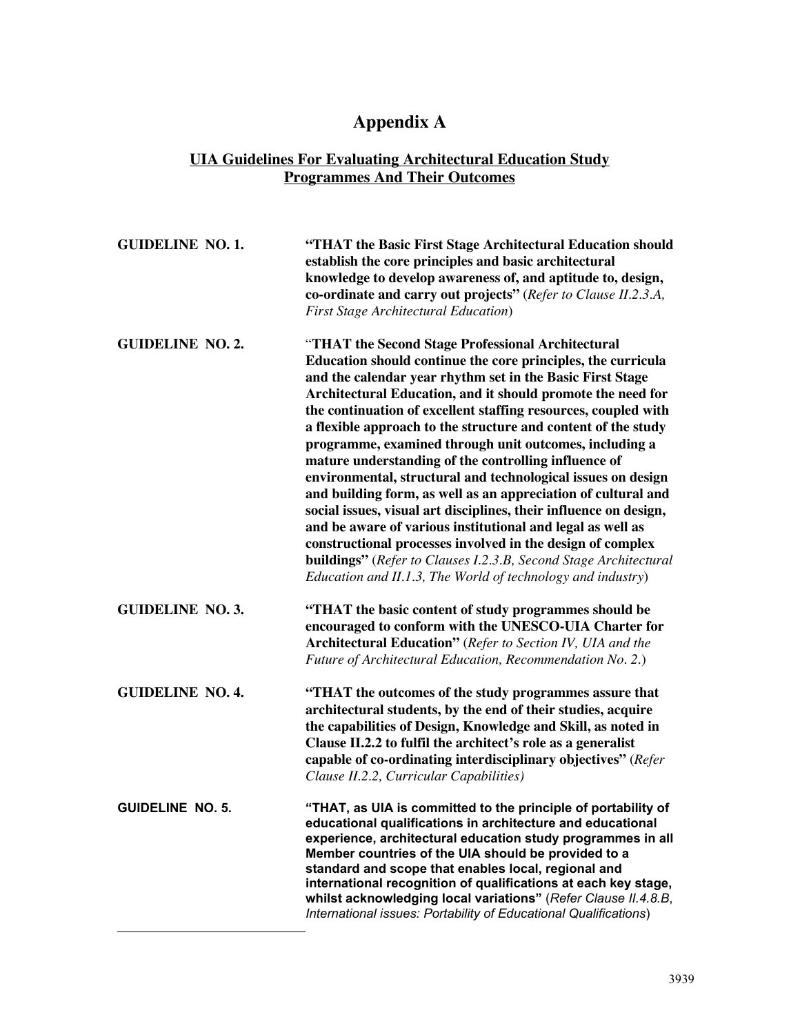# Appendix A

## UIA Guidelines For Evaluating Architectural Education Study Programmes And Their Outcomes

**GUIDELINE NO. 1.**

**"THAT the Basic First Stage Architectural Education should establish the core principles and basic architectural knowledge to develop awareness of, and aptitude to, design, co-ordinate and carry out projects"** (*Refer to Clause II.2.3.A, First Stage Architectural Education*)

**GUIDELINE NO. 2.**

"**THAT the Second Stage Professional Architectural Education should continue the core principles, the curricula and the calendar year rhythm set in the Basic First Stage Architectural Education, and it should promote the need for the continuation of excellent staffing resources, coupled with a flexible approach to the structure and content of the study programme, examined through unit outcomes, including a mature understanding of the controlling influence of environmental, structural and technological issues on design and building form, as well as an appreciation of cultural and social issues, visual art disciplines, their influence on design, and be aware of various institutional and legal as well as constructional processes involved in the design of complex buildings"** (*Refer to Clauses I.2.3.B, Second Stage Architectural Education and II.1.3, The World of technology and industry*)

**GUIDELINE NO. 3.**

**"THAT the basic content of study programmes should be encouraged to conform with the UNESCO-UIA Charter for Architectural Education"** (*Refer to Section IV, UIA and the Future of Architectural Education, Recommendation No. 2.*)

**GUIDELINE NO. 4.**

**"THAT the outcomes of the study programmes assure that architectural students, by the end of their studies, acquire the capabilities of Design, Knowledge and Skill, as noted in Clause II.2.2 to fulfil the architect's role as a generalist capable of co-ordinating interdisciplinary objectives"** (*Refer Clause II.2.2, Curricular Capabilities)*

**GUIDELINE NO. 5.**

**"THAT, as UIA is committed to the principle of portability of educational qualifications in architecture and educational experience, architectural education study programmes in all Member countries of the UIA should be provided to a standard and scope that enables local, regional and international recognition of qualifications at each key stage, whilst acknowledging local variations"** (*Refer Clause II.4.8.B*, *International issues: Portability of Educational Qualifications*)